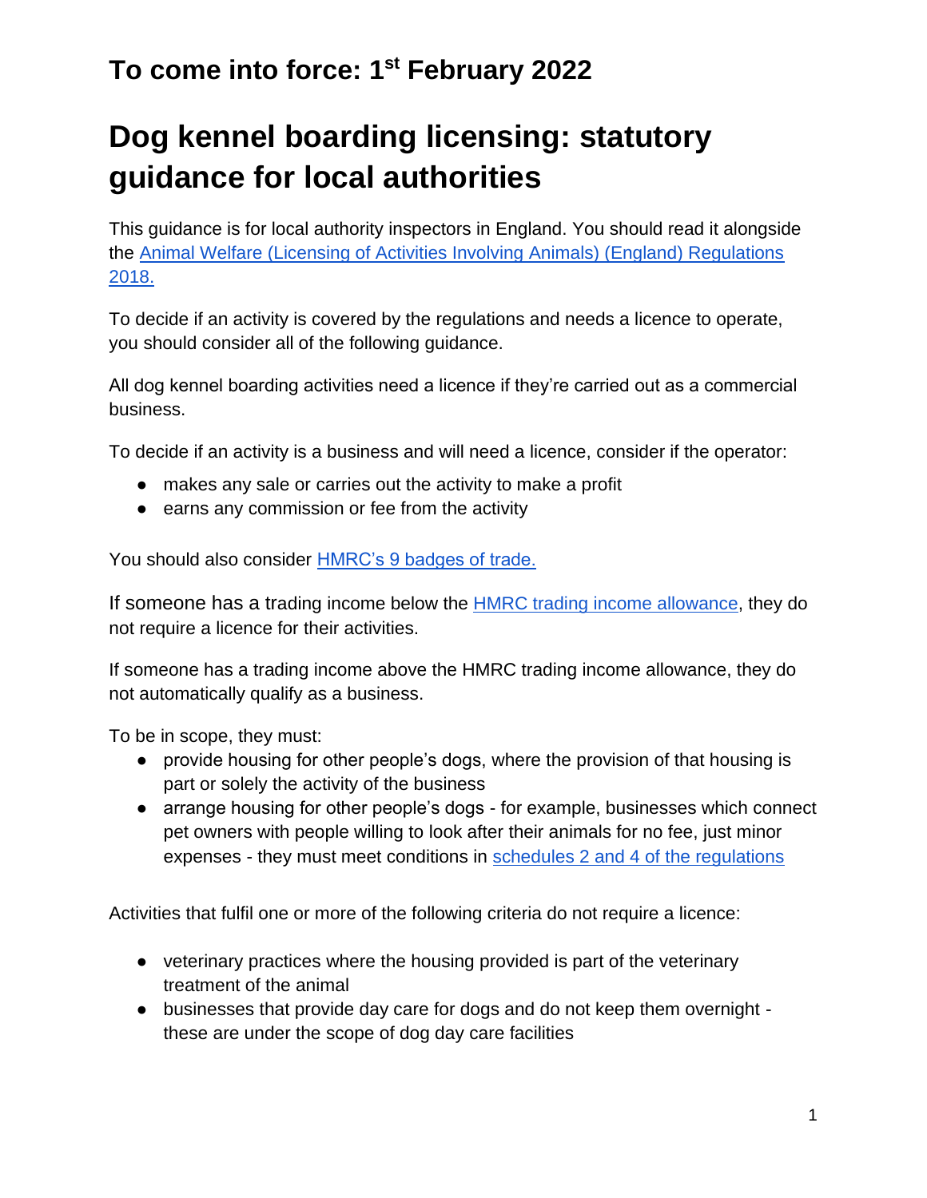## To come into force: 1st February 2022

# Dog kennel boarding licensing: statutory guidance for local authorities

This guidance is for local authority inspectors in England. You should read it alongside the Animal Welfare (Licensing of Activities Involving Animals) (England) Regulations 2018.

To decide if an activity is covered by the regulations and needs a licence to operate, you should consider all of the following guidance.

All dog kennel boarding activities need a licence if they're carried out as a commercial business.

To decide if an activity is a business and will need a licence, consider if the operator:

- makes any sale or carries out the activity to make a profit
- earns any commission or fee from the activity

You should also consider HMRC's 9 badges of trade.

If someone has a trading income below the HMRC trading income allowance, they do not require a licence for their activities.

If someone has a trading income above the HMRC trading income allowance, they do not automatically qualify as a business.

To be in scope, they must:

- provide housing for other people's dogs, where the provision of that housing is part or solely the activity of the business
- arrange housing for other people's dogs - for example, businesses which connect pet owners with people willing to look after their animals for no fee, just minor expenses - they must meet conditions in schedules 2 and 4 of the regulations

Activities that fulfil one or more of the following criteria do not require a licence:

- veterinary practices where the housing provided is part of the veterinary treatment of the animal
- businesses that provide day care for dogs and do not keep them overnight - these are under the scope of dog day care facilities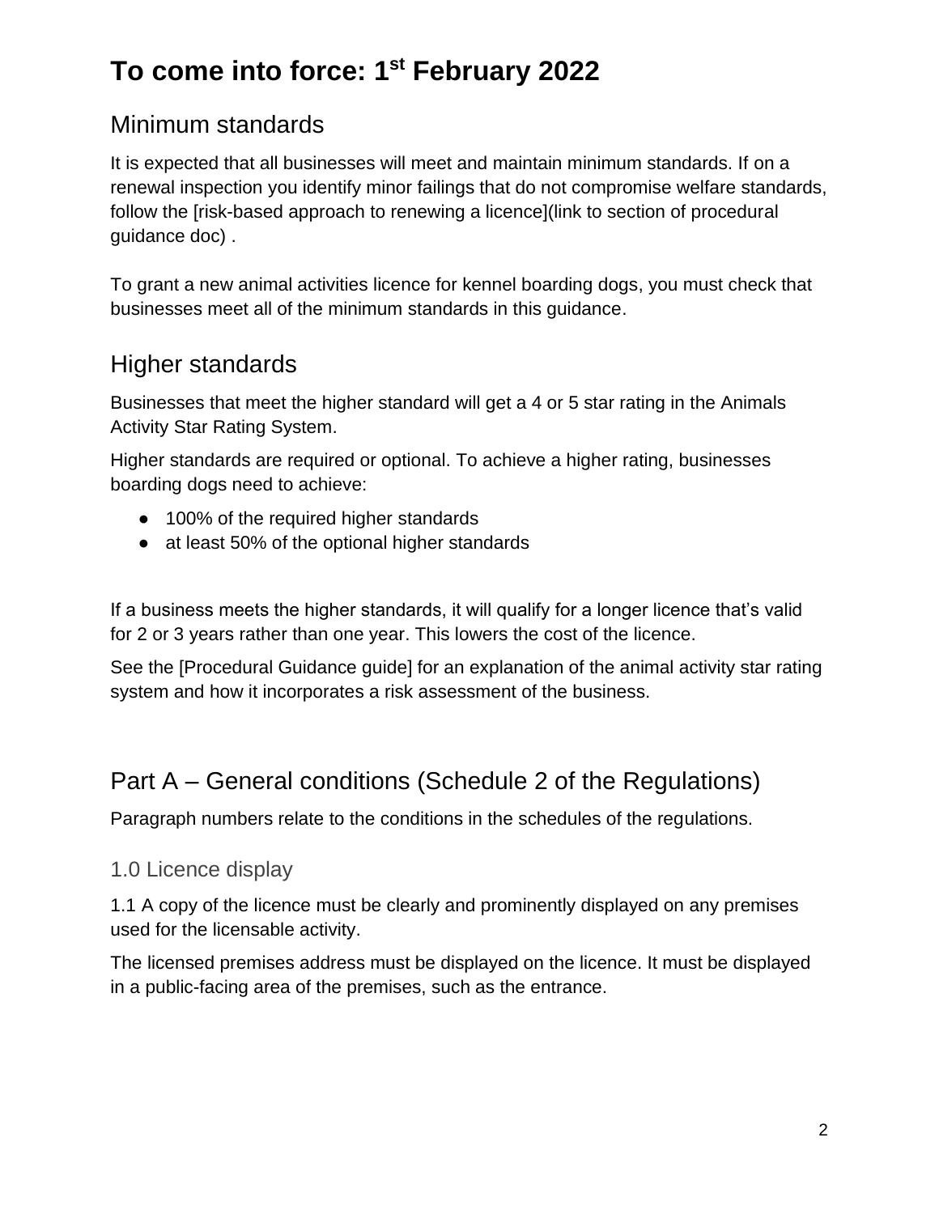# To come into force: 1st February 2022

## Minimum standards

It is expected that all businesses will meet and maintain minimum standards. If on a renewal inspection you identify minor failings that do not compromise welfare standards, follow the [risk-based approach to renewing a licence](link to section of procedural guidance doc) .

To grant a new animal activities licence for kennel boarding dogs, you must check that businesses meet all of the minimum standards in this guidance.

## Higher standards

Businesses that meet the higher standard will get a 4 or 5 star rating in the Animals Activity Star Rating System.

Higher standards are required or optional. To achieve a higher rating, businesses boarding dogs need to achieve:

- 100% of the required higher standards
- at least 50% of the optional higher standards

If a business meets the higher standards, it will qualify for a longer licence that's valid for 2 or 3 years rather than one year. This lowers the cost of the licence.

See the [Procedural Guidance guide] for an explanation of the animal activity star rating system and how it incorporates a risk assessment of the business.

## Part A – General conditions (Schedule 2 of the Regulations)

Paragraph numbers relate to the conditions in the schedules of the regulations.

### 1.0 Licence display

1.1 A copy of the licence must be clearly and prominently displayed on any premises used for the licensable activity.

The licensed premises address must be displayed on the licence. It must be displayed in a public-facing area of the premises, such as the entrance.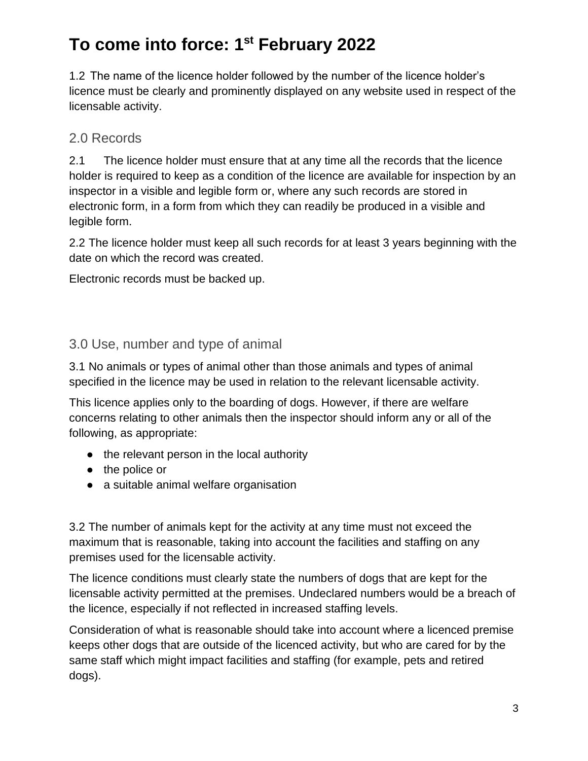# To come into force: 1st February 2022

1.2 The name of the licence holder followed by the number of the licence holder's licence must be clearly and prominently displayed on any website used in respect of the licensable activity.

## 2.0 Records

2.1 The licence holder must ensure that at any time all the records that the licence holder is required to keep as a condition of the licence are available for inspection by an inspector in a visible and legible form or, where any such records are stored in electronic form, in a form from which they can readily be produced in a visible and legible form.

2.2 The licence holder must keep all such records for at least 3 years beginning with the date on which the record was created.

Electronic records must be backed up.

## 3.0 Use, number and type of animal

3.1 No animals or types of animal other than those animals and types of animal specified in the licence may be used in relation to the relevant licensable activity.

This licence applies only to the boarding of dogs. However, if there are welfare concerns relating to other animals then the inspector should inform any or all of the following, as appropriate:

- the relevant person in the local authority
- the police or
- a suitable animal welfare organisation

3.2 The number of animals kept for the activity at any time must not exceed the maximum that is reasonable, taking into account the facilities and staffing on any premises used for the licensable activity.

The licence conditions must clearly state the numbers of dogs that are kept for the licensable activity permitted at the premises. Undeclared numbers would be a breach of the licence, especially if not reflected in increased staffing levels.

Consideration of what is reasonable should take into account where a licenced premise keeps other dogs that are outside of the licenced activity, but who are cared for by the same staff which might impact facilities and staffing (for example, pets and retired dogs).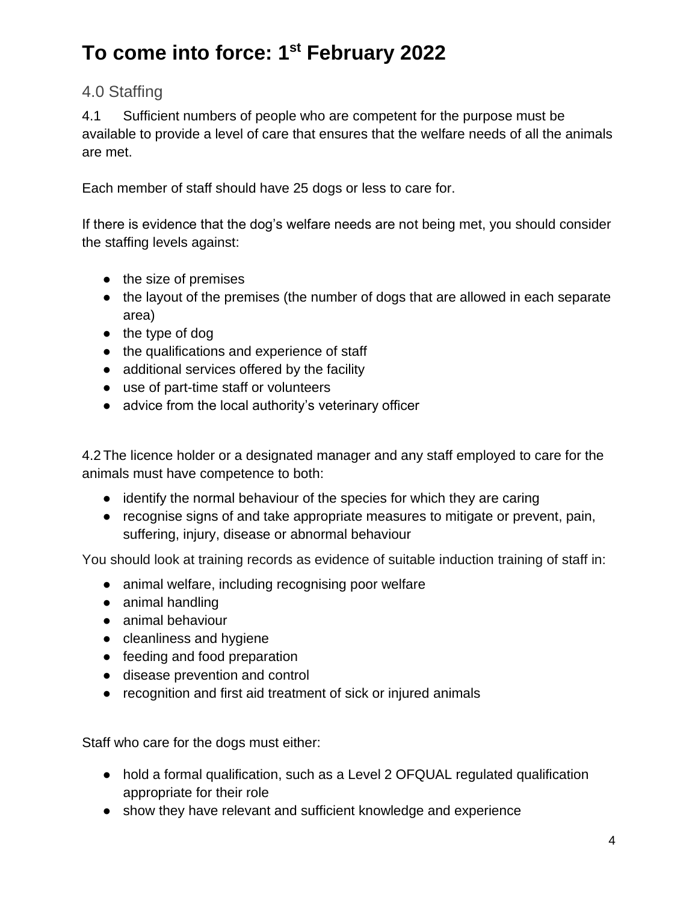# To come into force: 1st February 2022

## 4.0 Staffing

4.1 Sufficient numbers of people who are competent for the purpose must be available to provide a level of care that ensures that the welfare needs of all the animals are met.

Each member of staff should have 25 dogs or less to care for.

If there is evidence that the dog's welfare needs are not being met, you should consider the staffing levels against:

- the size of premises
- the layout of the premises (the number of dogs that are allowed in each separate area)
- the type of dog
- the qualifications and experience of staff
- additional services offered by the facility
- use of part-time staff or volunteers
- advice from the local authority's veterinary officer

4.2 The licence holder or a designated manager and any staff employed to care for the animals must have competence to both:

- identify the normal behaviour of the species for which they are caring
- recognise signs of and take appropriate measures to mitigate or prevent, pain, suffering, injury, disease or abnormal behaviour

You should look at training records as evidence of suitable induction training of staff in:

- animal welfare, including recognising poor welfare
- animal handling
- animal behaviour
- cleanliness and hygiene
- feeding and food preparation
- disease prevention and control
- recognition and first aid treatment of sick or injured animals

Staff who care for the dogs must either:

- hold a formal qualification, such as a Level 2 OFQUAL regulated qualification appropriate for their role
- show they have relevant and sufficient knowledge and experience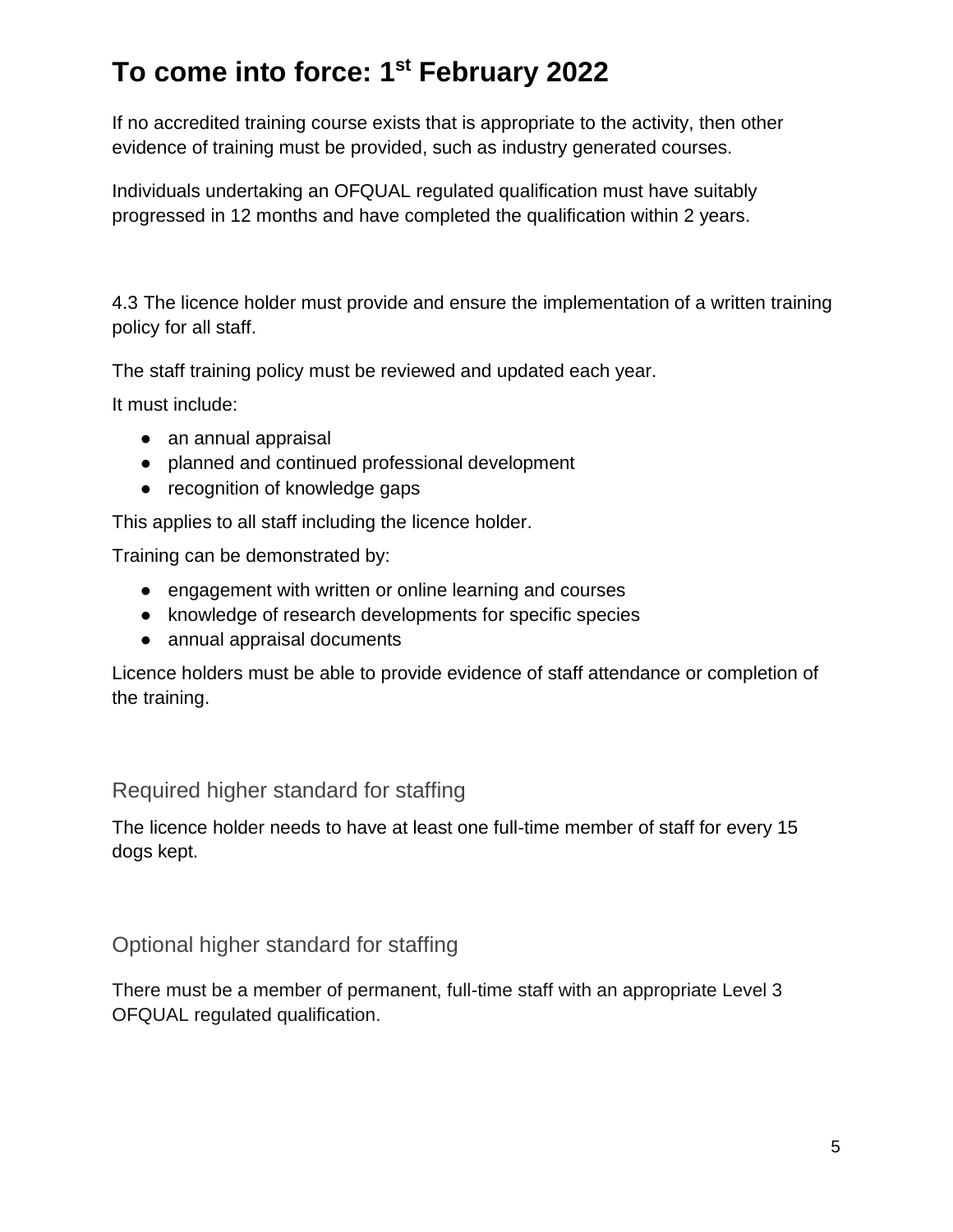# To come into force: 1st February 2022

If no accredited training course exists that is appropriate to the activity, then other evidence of training must be provided, such as industry generated courses.

Individuals undertaking an OFQUAL regulated qualification must have suitably progressed in 12 months and have completed the qualification within 2 years.

4.3 The licence holder must provide and ensure the implementation of a written training policy for all staff.

The staff training policy must be reviewed and updated each year.

It must include:

- an annual appraisal
- planned and continued professional development
- recognition of knowledge gaps

This applies to all staff including the licence holder.

Training can be demonstrated by:

- engagement with written or online learning and courses
- knowledge of research developments for specific species
- annual appraisal documents

Licence holders must be able to provide evidence of staff attendance or completion of the training.

## Required higher standard for staffing

The licence holder needs to have at least one full-time member of staff for every 15 dogs kept.

## Optional higher standard for staffing

There must be a member of permanent, full-time staff with an appropriate Level 3 OFQUAL regulated qualification.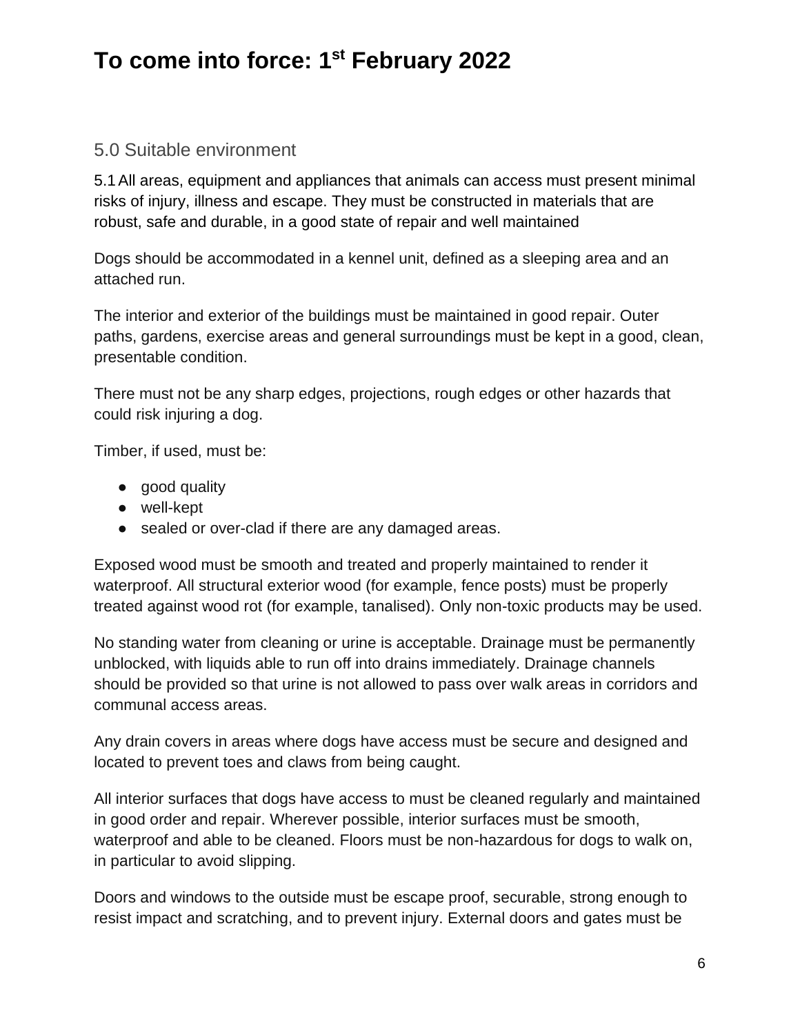# To come into force: 1st February 2022

## 5.0 Suitable environment

5.1 All areas, equipment and appliances that animals can access must present minimal risks of injury, illness and escape. They must be constructed in materials that are robust, safe and durable, in a good state of repair and well maintained

Dogs should be accommodated in a kennel unit, defined as a sleeping area and an attached run.

The interior and exterior of the buildings must be maintained in good repair. Outer paths, gardens, exercise areas and general surroundings must be kept in a good, clean, presentable condition.

There must not be any sharp edges, projections, rough edges or other hazards that could risk injuring a dog.

Timber, if used, must be:

- good quality
- well-kept
- sealed or over-clad if there are any damaged areas.

Exposed wood must be smooth and treated and properly maintained to render it waterproof. All structural exterior wood (for example, fence posts) must be properly treated against wood rot (for example, tanalised). Only non-toxic products may be used.

No standing water from cleaning or urine is acceptable. Drainage must be permanently unblocked, with liquids able to run off into drains immediately. Drainage channels should be provided so that urine is not allowed to pass over walk areas in corridors and communal access areas.

Any drain covers in areas where dogs have access must be secure and designed and located to prevent toes and claws from being caught.

All interior surfaces that dogs have access to must be cleaned regularly and maintained in good order and repair. Wherever possible, interior surfaces must be smooth, waterproof and able to be cleaned. Floors must be non-hazardous for dogs to walk on, in particular to avoid slipping.

Doors and windows to the outside must be escape proof, securable, strong enough to resist impact and scratching, and to prevent injury. External doors and gates must be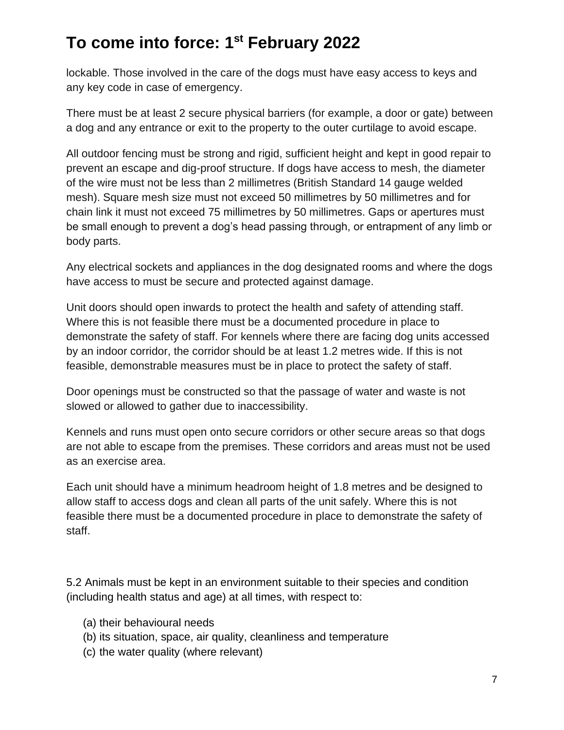lockable. Those involved in the care of the dogs must have easy access to keys and any key code in case of emergency.

There must be at least 2 secure physical barriers (for example, a door or gate) between a dog and any entrance or exit to the property to the outer curtilage to avoid escape.

All outdoor fencing must be strong and rigid, sufficient height and kept in good repair to prevent an escape and dig-proof structure. If dogs have access to mesh, the diameter of the wire must not be less than 2 millimetres (British Standard 14 gauge welded mesh). Square mesh size must not exceed 50 millimetres by 50 millimetres and for chain link it must not exceed 75 millimetres by 50 millimetres. Gaps or apertures must be small enough to prevent a dog's head passing through, or entrapment of any limb or body parts.

Any electrical sockets and appliances in the dog designated rooms and where the dogs have access to must be secure and protected against damage.

Unit doors should open inwards to protect the health and safety of attending staff. Where this is not feasible there must be a documented procedure in place to demonstrate the safety of staff. For kennels where there are facing dog units accessed by an indoor corridor, the corridor should be at least 1.2 metres wide. If this is not feasible, demonstrable measures must be in place to protect the safety of staff.

Door openings must be constructed so that the passage of water and waste is not slowed or allowed to gather due to inaccessibility.

Kennels and runs must open onto secure corridors or other secure areas so that dogs are not able to escape from the premises. These corridors and areas must not be used as an exercise area.

Each unit should have a minimum headroom height of 1.8 metres and be designed to allow staff to access dogs and clean all parts of the unit safely. Where this is not feasible there must be a documented procedure in place to demonstrate the safety of staff.

5.2 Animals must be kept in an environment suitable to their species and condition (including health status and age) at all times, with respect to:

(a) their behavioural needs
(b) its situation, space, air quality, cleanliness and temperature
(c) the water quality (where relevant)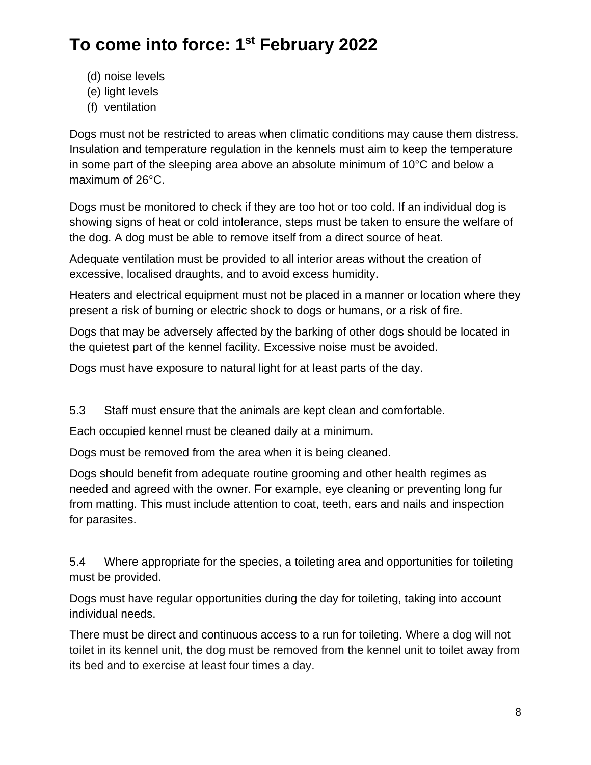# To come into force: 1st February 2022

(d) noise levels
(e) light levels
(f) ventilation

Dogs must not be restricted to areas when climatic conditions may cause them distress. Insulation and temperature regulation in the kennels must aim to keep the temperature in some part of the sleeping area above an absolute minimum of 10°C and below a maximum of 26°C.

Dogs must be monitored to check if they are too hot or too cold. If an individual dog is showing signs of heat or cold intolerance, steps must be taken to ensure the welfare of the dog. A dog must be able to remove itself from a direct source of heat.

Adequate ventilation must be provided to all interior areas without the creation of excessive, localised draughts, and to avoid excess humidity.

Heaters and electrical equipment must not be placed in a manner or location where they present a risk of burning or electric shock to dogs or humans, or a risk of fire.

Dogs that may be adversely affected by the barking of other dogs should be located in the quietest part of the kennel facility. Excessive noise must be avoided.

Dogs must have exposure to natural light for at least parts of the day.

5.3 Staff must ensure that the animals are kept clean and comfortable.

Each occupied kennel must be cleaned daily at a minimum.

Dogs must be removed from the area when it is being cleaned.

Dogs should benefit from adequate routine grooming and other health regimes as needed and agreed with the owner. For example, eye cleaning or preventing long fur from matting. This must include attention to coat, teeth, ears and nails and inspection for parasites.

5.4 Where appropriate for the species, a toileting area and opportunities for toileting must be provided.

Dogs must have regular opportunities during the day for toileting, taking into account individual needs.

There must be direct and continuous access to a run for toileting. Where a dog will not toilet in its kennel unit, the dog must be removed from the kennel unit to toilet away from its bed and to exercise at least four times a day.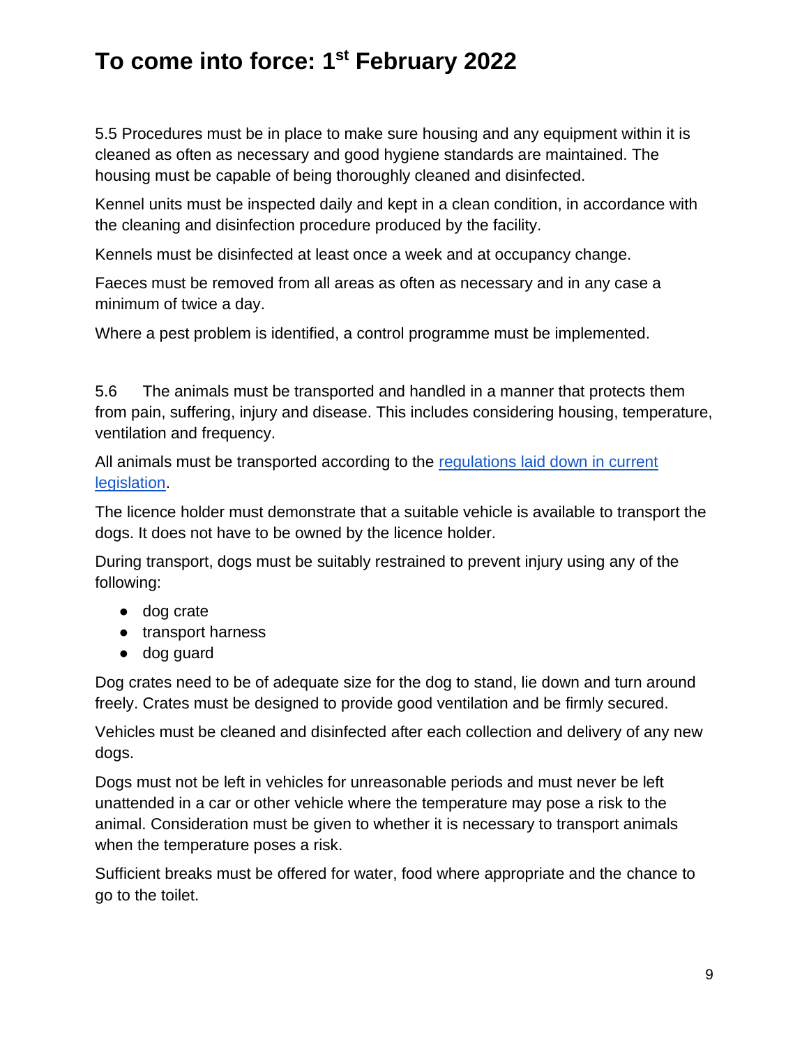5.5 Procedures must be in place to make sure housing and any equipment within it is cleaned as often as necessary and good hygiene standards are maintained. The housing must be capable of being thoroughly cleaned and disinfected.

Kennel units must be inspected daily and kept in a clean condition, in accordance with the cleaning and disinfection procedure produced by the facility.

Kennels must be disinfected at least once a week and at occupancy change.

Faeces must be removed from all areas as often as necessary and in any case a minimum of twice a day.

Where a pest problem is identified, a control programme must be implemented.

5.6 The animals must be transported and handled in a manner that protects them from pain, suffering, injury and disease. This includes considering housing, temperature, ventilation and frequency.

All animals must be transported according to the regulations laid down in current legislation.

The licence holder must demonstrate that a suitable vehicle is available to transport the dogs. It does not have to be owned by the licence holder.

During transport, dogs must be suitably restrained to prevent injury using any of the following:

- dog crate
- transport harness
- dog guard

Dog crates need to be of adequate size for the dog to stand, lie down and turn around freely. Crates must be designed to provide good ventilation and be firmly secured.

Vehicles must be cleaned and disinfected after each collection and delivery of any new dogs.

Dogs must not be left in vehicles for unreasonable periods and must never be left unattended in a car or other vehicle where the temperature may pose a risk to the animal. Consideration must be given to whether it is necessary to transport animals when the temperature poses a risk.

Sufficient breaks must be offered for water, food where appropriate and the chance to go to the toilet.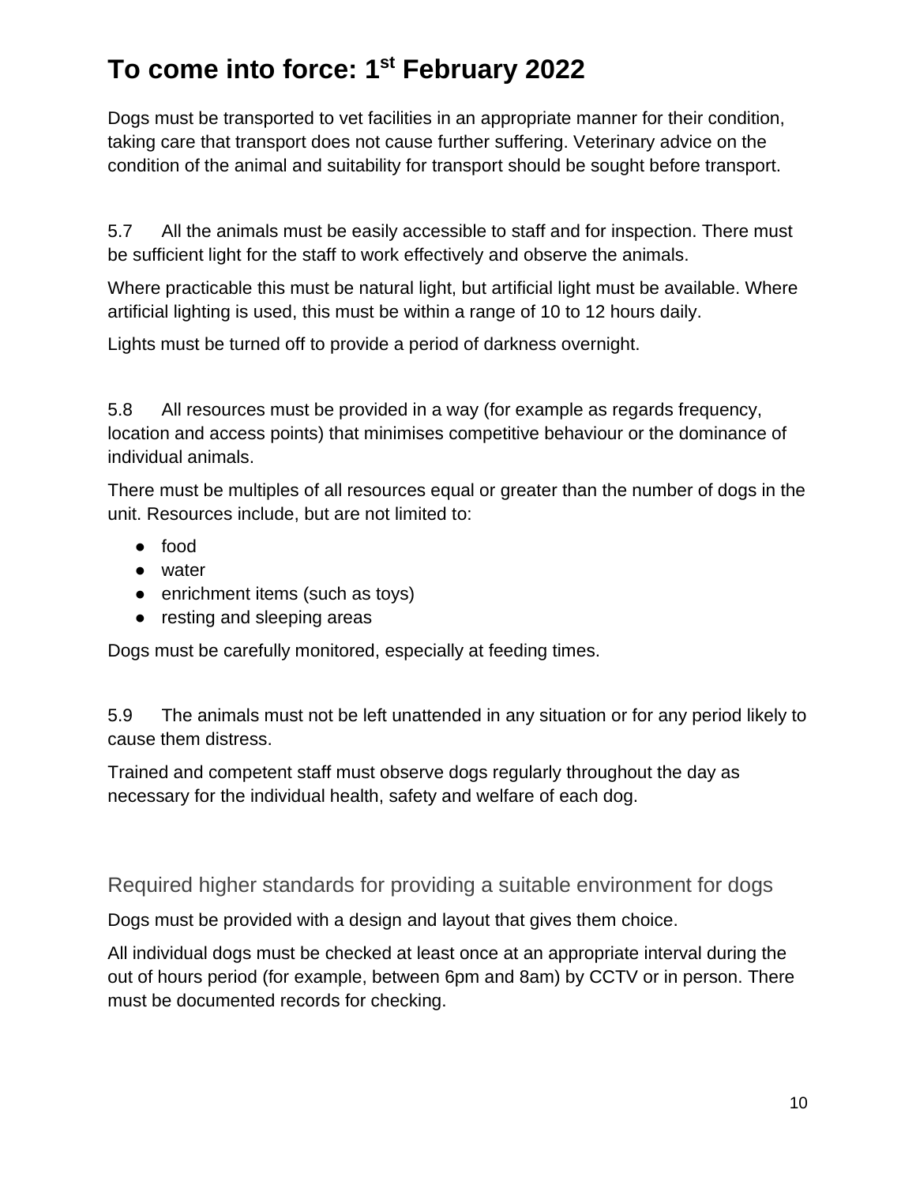# To come into force: 1st February 2022

Dogs must be transported to vet facilities in an appropriate manner for their condition, taking care that transport does not cause further suffering. Veterinary advice on the condition of the animal and suitability for transport should be sought before transport.

5.7 All the animals must be easily accessible to staff and for inspection. There must be sufficient light for the staff to work effectively and observe the animals.

Where practicable this must be natural light, but artificial light must be available. Where artificial lighting is used, this must be within a range of 10 to 12 hours daily.

Lights must be turned off to provide a period of darkness overnight.

5.8 All resources must be provided in a way (for example as regards frequency, location and access points) that minimises competitive behaviour or the dominance of individual animals.

There must be multiples of all resources equal or greater than the number of dogs in the unit. Resources include, but are not limited to:

- food
- water
- enrichment items (such as toys)
- resting and sleeping areas

Dogs must be carefully monitored, especially at feeding times.

5.9 The animals must not be left unattended in any situation or for any period likely to cause them distress.

Trained and competent staff must observe dogs regularly throughout the day as necessary for the individual health, safety and welfare of each dog.

## Required higher standards for providing a suitable environment for dogs

Dogs must be provided with a design and layout that gives them choice.

All individual dogs must be checked at least once at an appropriate interval during the out of hours period (for example, between 6pm and 8am) by CCTV or in person. There must be documented records for checking.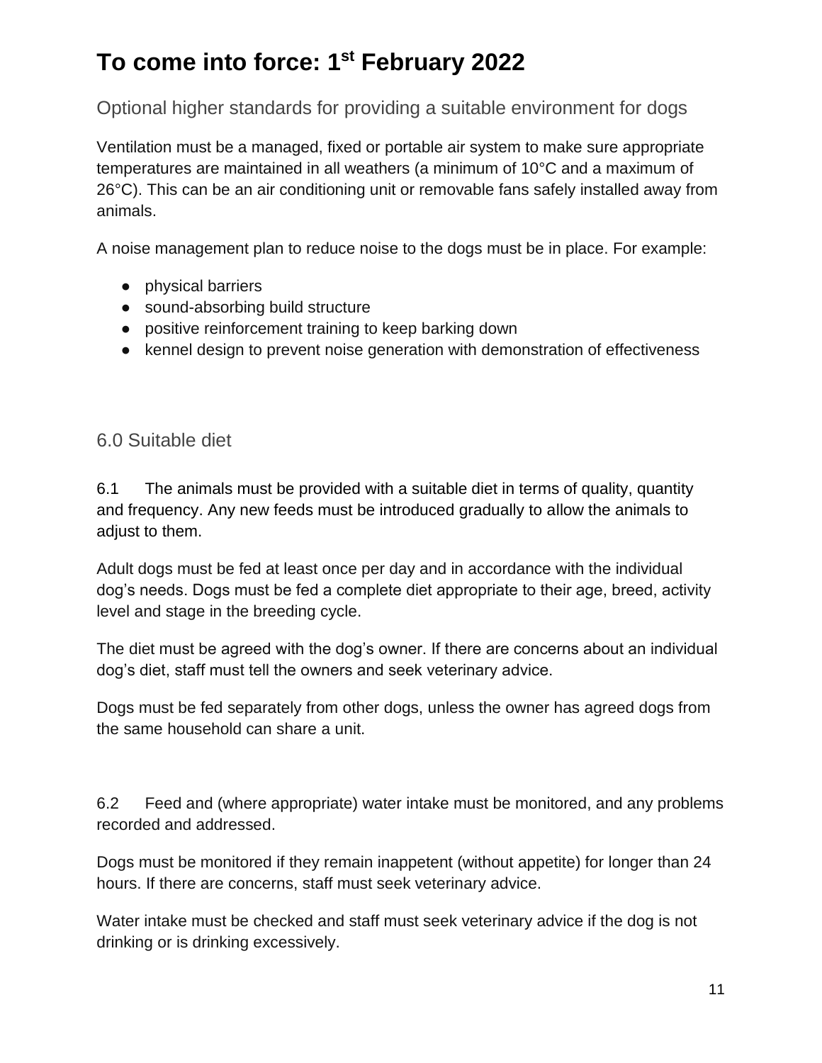# To come into force: 1st February 2022

## Optional higher standards for providing a suitable environment for dogs

Ventilation must be a managed, fixed or portable air system to make sure appropriate temperatures are maintained in all weathers (a minimum of 10°C and a maximum of 26°C). This can be an air conditioning unit or removable fans safely installed away from animals.

A noise management plan to reduce noise to the dogs must be in place. For example:

- physical barriers
- sound-absorbing build structure
- positive reinforcement training to keep barking down
- kennel design to prevent noise generation with demonstration of effectiveness

## 6.0 Suitable diet

6.1 The animals must be provided with a suitable diet in terms of quality, quantity and frequency. Any new feeds must be introduced gradually to allow the animals to adjust to them.

Adult dogs must be fed at least once per day and in accordance with the individual dog's needs. Dogs must be fed a complete diet appropriate to their age, breed, activity level and stage in the breeding cycle.

The diet must be agreed with the dog's owner. If there are concerns about an individual dog's diet, staff must tell the owners and seek veterinary advice.

Dogs must be fed separately from other dogs, unless the owner has agreed dogs from the same household can share a unit.

6.2 Feed and (where appropriate) water intake must be monitored, and any problems recorded and addressed.

Dogs must be monitored if they remain inappetent (without appetite) for longer than 24 hours. If there are concerns, staff must seek veterinary advice.

Water intake must be checked and staff must seek veterinary advice if the dog is not drinking or is drinking excessively.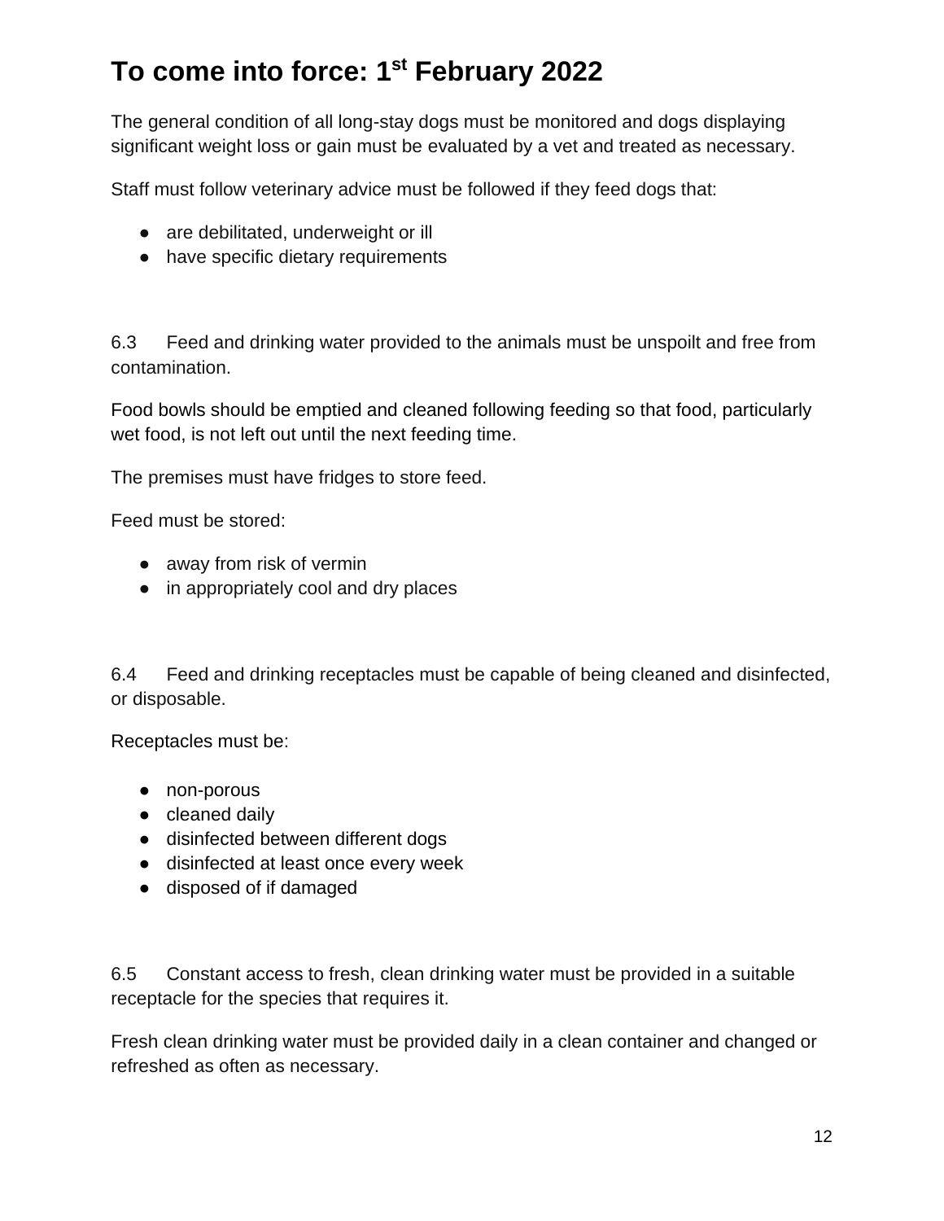## To come into force: 1st February 2022

The general condition of all long-stay dogs must be monitored and dogs displaying significant weight loss or gain must be evaluated by a vet and treated as necessary.

Staff must follow veterinary advice must be followed if they feed dogs that:

- are debilitated, underweight or ill
- have specific dietary requirements

6.3 Feed and drinking water provided to the animals must be unspoilt and free from contamination.

Food bowls should be emptied and cleaned following feeding so that food, particularly wet food, is not left out until the next feeding time.

The premises must have fridges to store feed.

Feed must be stored:

- away from risk of vermin
- in appropriately cool and dry places

6.4 Feed and drinking receptacles must be capable of being cleaned and disinfected, or disposable.

Receptacles must be:

- non-porous
- cleaned daily
- disinfected between different dogs
- disinfected at least once every week
- disposed of if damaged

6.5 Constant access to fresh, clean drinking water must be provided in a suitable receptacle for the species that requires it.

Fresh clean drinking water must be provided daily in a clean container and changed or refreshed as often as necessary.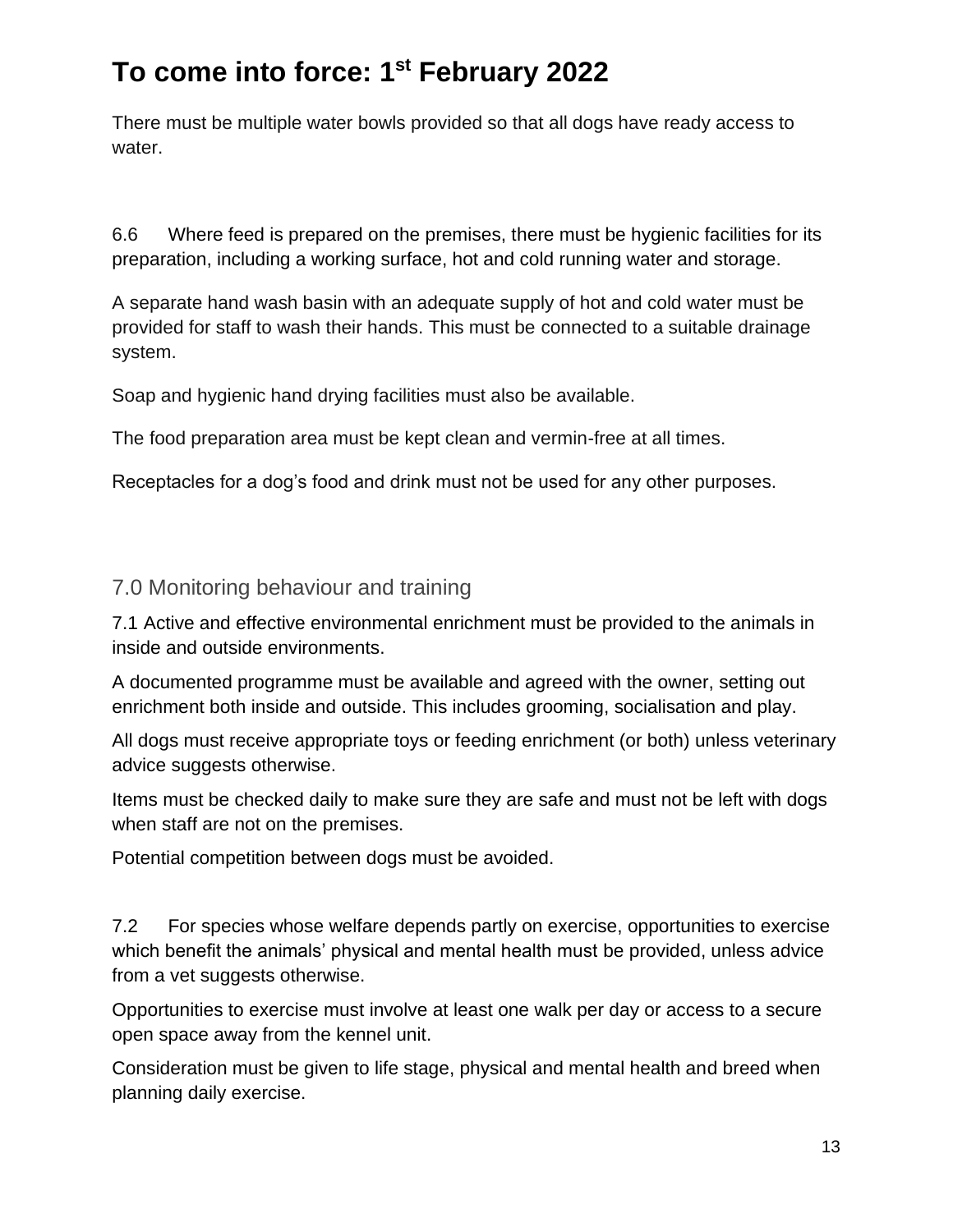# To come into force: 1st February 2022

There must be multiple water bowls provided so that all dogs have ready access to water.

6.6 Where feed is prepared on the premises, there must be hygienic facilities for its preparation, including a working surface, hot and cold running water and storage.

A separate hand wash basin with an adequate supply of hot and cold water must be provided for staff to wash their hands. This must be connected to a suitable drainage system.

Soap and hygienic hand drying facilities must also be available.

The food preparation area must be kept clean and vermin-free at all times.

Receptacles for a dog's food and drink must not be used for any other purposes.

## 7.0 Monitoring behaviour and training

7.1 Active and effective environmental enrichment must be provided to the animals in inside and outside environments.

A documented programme must be available and agreed with the owner, setting out enrichment both inside and outside. This includes grooming, socialisation and play.

All dogs must receive appropriate toys or feeding enrichment (or both) unless veterinary advice suggests otherwise.

Items must be checked daily to make sure they are safe and must not be left with dogs when staff are not on the premises.

Potential competition between dogs must be avoided.

7.2 For species whose welfare depends partly on exercise, opportunities to exercise which benefit the animals' physical and mental health must be provided, unless advice from a vet suggests otherwise.

Opportunities to exercise must involve at least one walk per day or access to a secure open space away from the kennel unit.

Consideration must be given to life stage, physical and mental health and breed when planning daily exercise.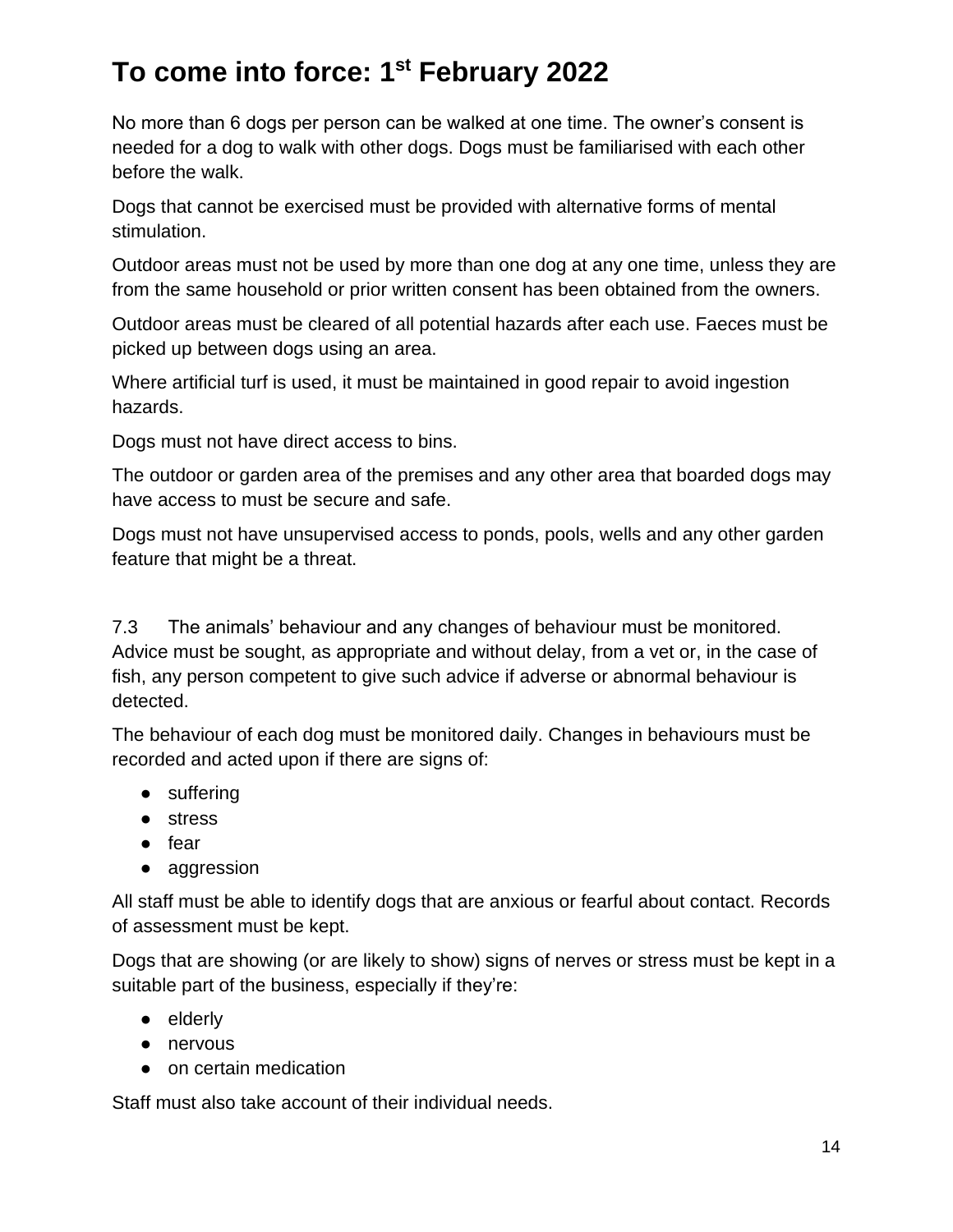# To come into force: 1st February 2022

No more than 6 dogs per person can be walked at one time. The owner's consent is needed for a dog to walk with other dogs. Dogs must be familiarised with each other before the walk.

Dogs that cannot be exercised must be provided with alternative forms of mental stimulation.

Outdoor areas must not be used by more than one dog at any one time, unless they are from the same household or prior written consent has been obtained from the owners.

Outdoor areas must be cleared of all potential hazards after each use. Faeces must be picked up between dogs using an area.

Where artificial turf is used, it must be maintained in good repair to avoid ingestion hazards.

Dogs must not have direct access to bins.

The outdoor or garden area of the premises and any other area that boarded dogs may have access to must be secure and safe.

Dogs must not have unsupervised access to ponds, pools, wells and any other garden feature that might be a threat.

7.3 The animals' behaviour and any changes of behaviour must be monitored. Advice must be sought, as appropriate and without delay, from a vet or, in the case of fish, any person competent to give such advice if adverse or abnormal behaviour is detected.

The behaviour of each dog must be monitored daily. Changes in behaviours must be recorded and acted upon if there are signs of:

- suffering
- stress
- fear
- aggression

All staff must be able to identify dogs that are anxious or fearful about contact. Records of assessment must be kept.

Dogs that are showing (or are likely to show) signs of nerves or stress must be kept in a suitable part of the business, especially if they're:

- elderly
- nervous
- on certain medication

Staff must also take account of their individual needs.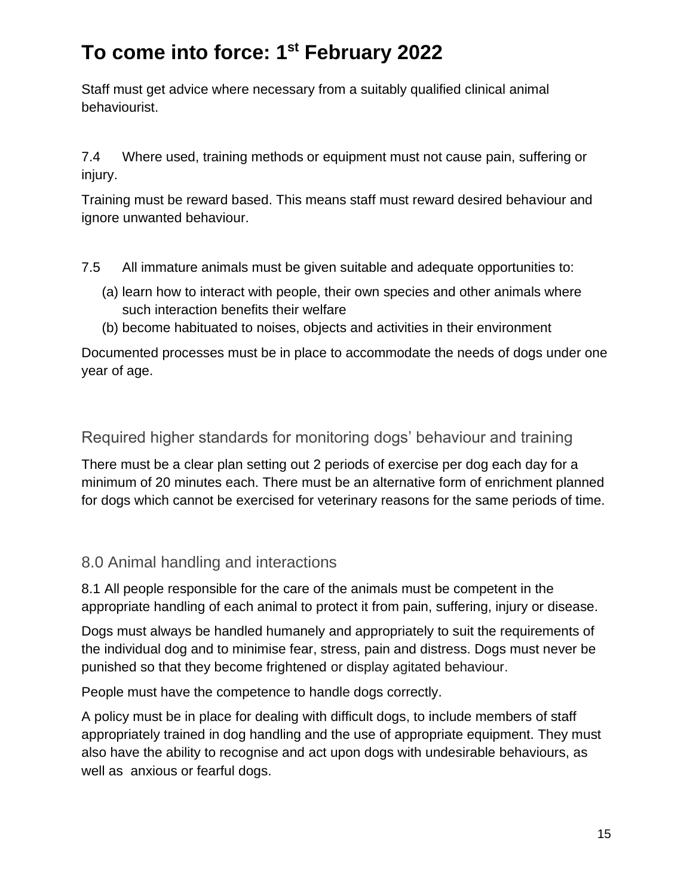# To come into force: 1st February 2022

Staff must get advice where necessary from a suitably qualified clinical animal behaviourist.

7.4 Where used, training methods or equipment must not cause pain, suffering or injury.

Training must be reward based. This means staff must reward desired behaviour and ignore unwanted behaviour.

7.5 All immature animals must be given suitable and adequate opportunities to:

(a) learn how to interact with people, their own species and other animals where such interaction benefits their welfare
(b) become habituated to noises, objects and activities in their environment

Documented processes must be in place to accommodate the needs of dogs under one year of age.

### Required higher standards for monitoring dogs' behaviour and training

There must be a clear plan setting out 2 periods of exercise per dog each day for a minimum of 20 minutes each. There must be an alternative form of enrichment planned for dogs which cannot be exercised for veterinary reasons for the same periods of time.

## 8.0 Animal handling and interactions

8.1 All people responsible for the care of the animals must be competent in the appropriate handling of each animal to protect it from pain, suffering, injury or disease.

Dogs must always be handled humanely and appropriately to suit the requirements of the individual dog and to minimise fear, stress, pain and distress. Dogs must never be punished so that they become frightened or display agitated behaviour.

People must have the competence to handle dogs correctly.

A policy must be in place for dealing with difficult dogs, to include members of staff appropriately trained in dog handling and the use of appropriate equipment. They must also have the ability to recognise and act upon dogs with undesirable behaviours, as well as anxious or fearful dogs.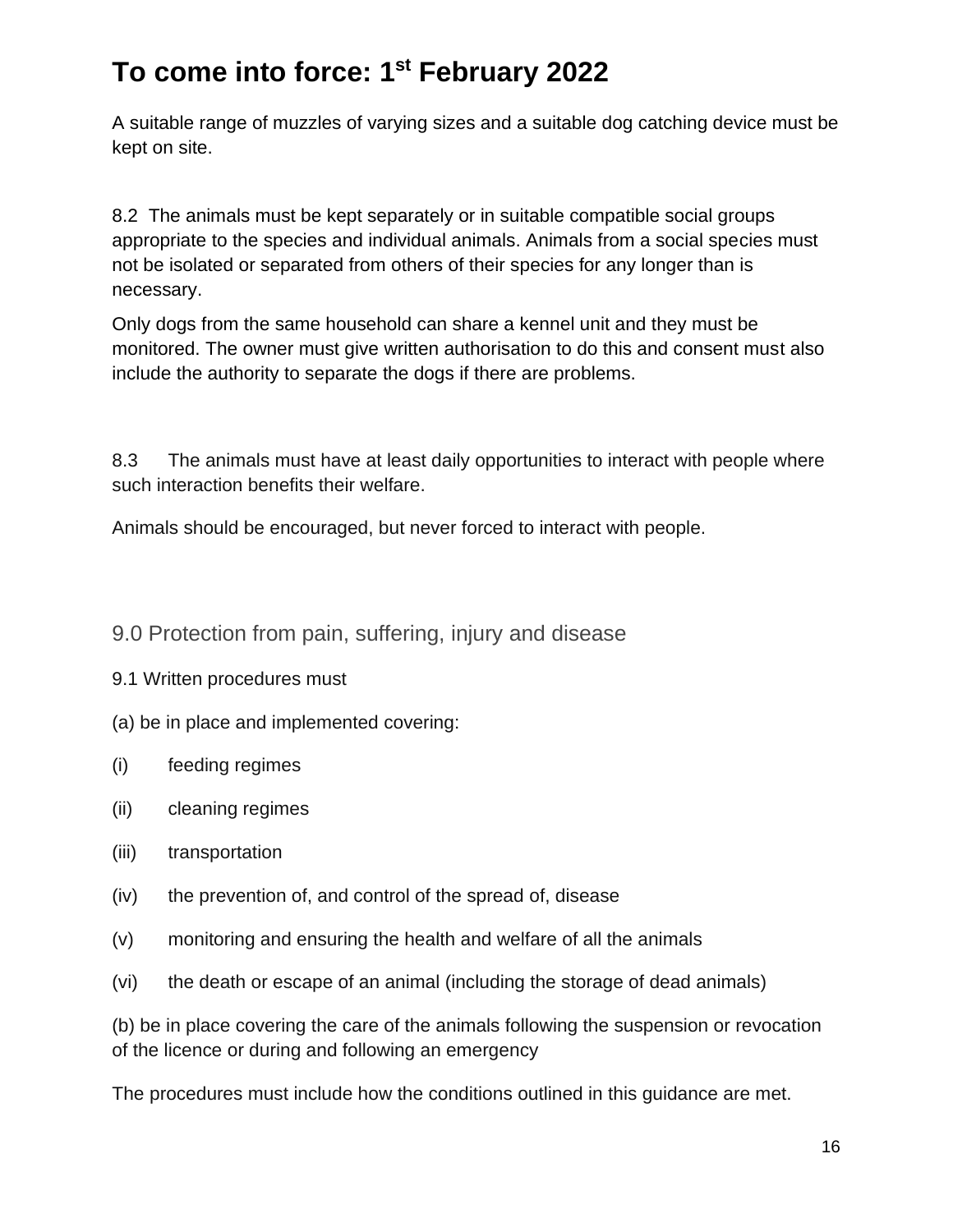# To come into force: 1st February 2022

A suitable range of muzzles of varying sizes and a suitable dog catching device must be kept on site.

8.2 The animals must be kept separately or in suitable compatible social groups appropriate to the species and individual animals. Animals from a social species must not be isolated or separated from others of their species for any longer than is necessary.

Only dogs from the same household can share a kennel unit and they must be monitored. The owner must give written authorisation to do this and consent must also include the authority to separate the dogs if there are problems.

8.3 The animals must have at least daily opportunities to interact with people where such interaction benefits their welfare.

Animals should be encouraged, but never forced to interact with people.

## 9.0 Protection from pain, suffering, injury and disease

9.1 Written procedures must

(a) be in place and implemented covering:

(i) feeding regimes

(ii) cleaning regimes

(iii) transportation

(iv) the prevention of, and control of the spread of, disease

(v) monitoring and ensuring the health and welfare of all the animals

(vi) the death or escape of an animal (including the storage of dead animals)

(b) be in place covering the care of the animals following the suspension or revocation of the licence or during and following an emergency

The procedures must include how the conditions outlined in this guidance are met.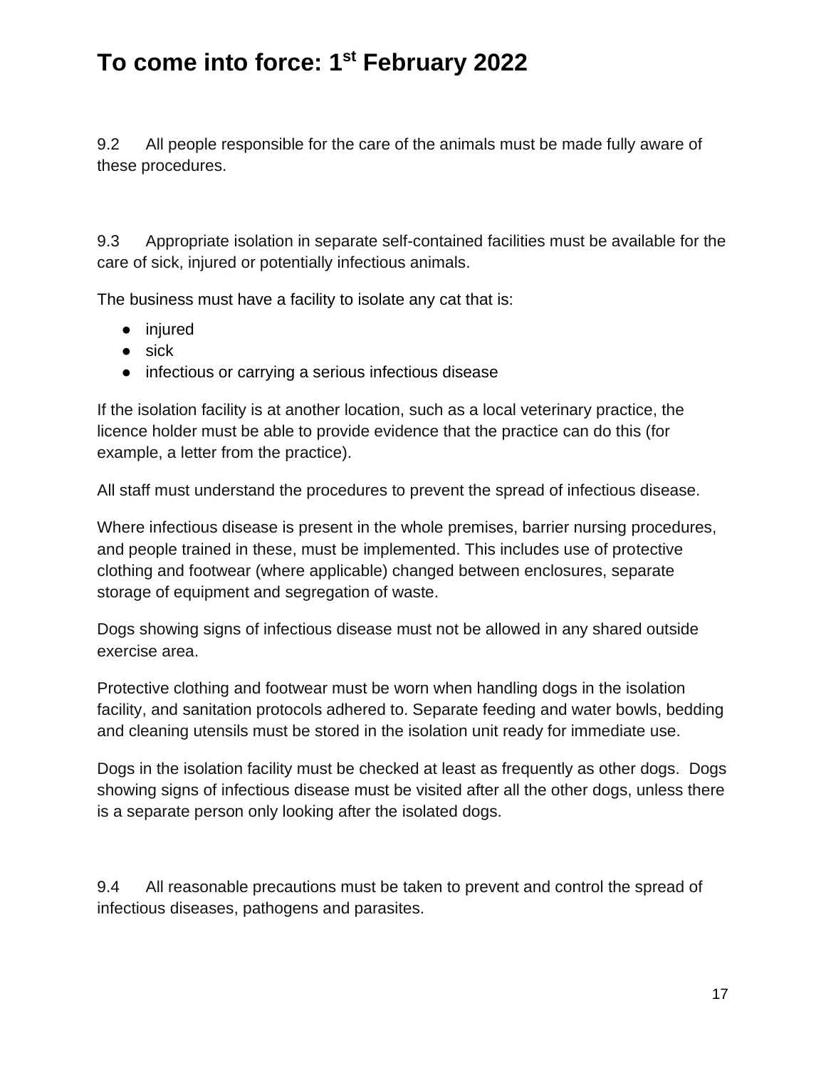# To come into force: 1st February 2022

9.2 All people responsible for the care of the animals must be made fully aware of these procedures.

9.3 Appropriate isolation in separate self-contained facilities must be available for the care of sick, injured or potentially infectious animals.

The business must have a facility to isolate any cat that is:

- injured
- sick
- infectious or carrying a serious infectious disease

If the isolation facility is at another location, such as a local veterinary practice, the licence holder must be able to provide evidence that the practice can do this (for example, a letter from the practice).

All staff must understand the procedures to prevent the spread of infectious disease.

Where infectious disease is present in the whole premises, barrier nursing procedures, and people trained in these, must be implemented. This includes use of protective clothing and footwear (where applicable) changed between enclosures, separate storage of equipment and segregation of waste.

Dogs showing signs of infectious disease must not be allowed in any shared outside exercise area.

Protective clothing and footwear must be worn when handling dogs in the isolation facility, and sanitation protocols adhered to. Separate feeding and water bowls, bedding and cleaning utensils must be stored in the isolation unit ready for immediate use.

Dogs in the isolation facility must be checked at least as frequently as other dogs. Dogs showing signs of infectious disease must be visited after all the other dogs, unless there is a separate person only looking after the isolated dogs.

9.4 All reasonable precautions must be taken to prevent and control the spread of infectious diseases, pathogens and parasites.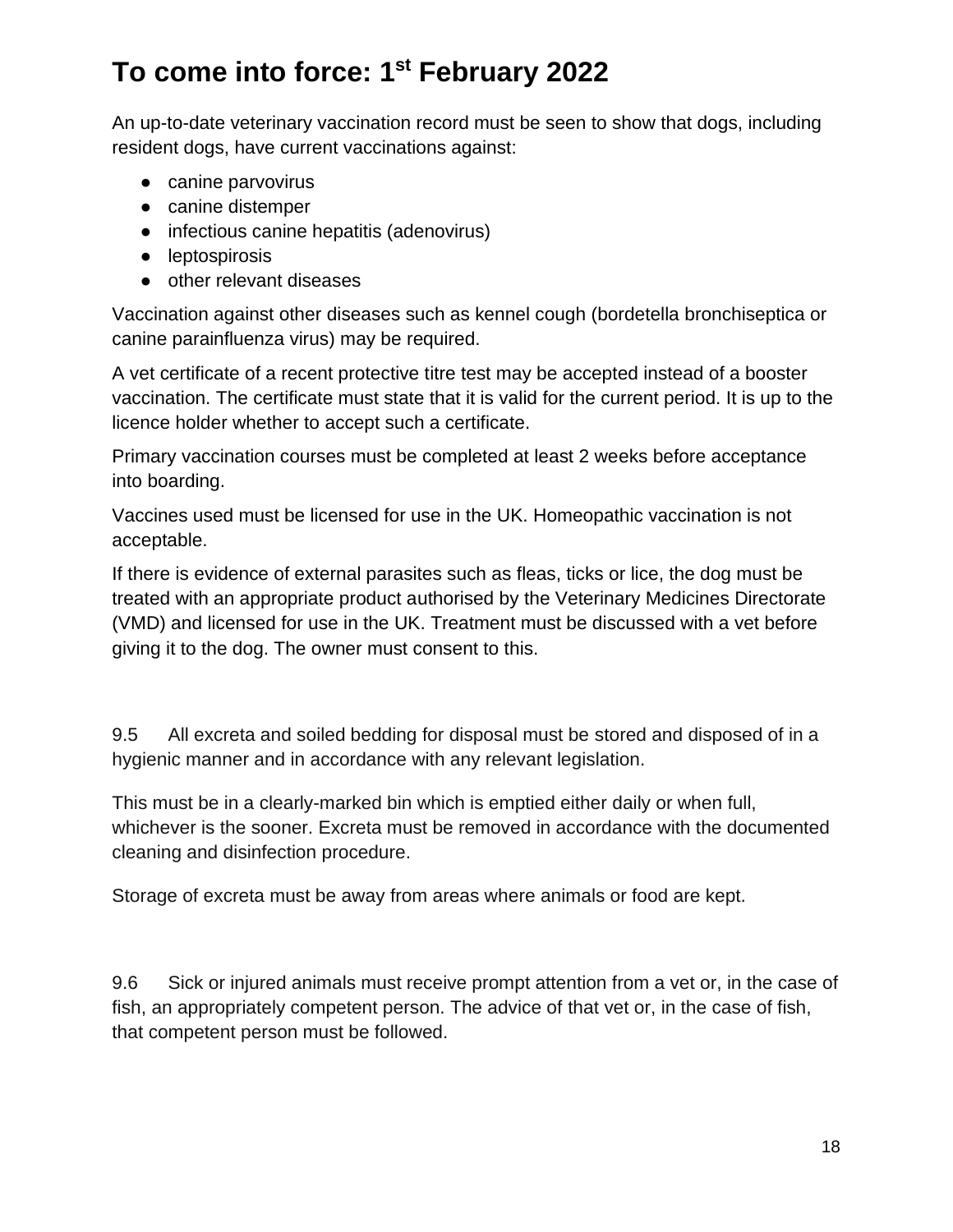## To come into force: 1st February 2022

An up-to-date veterinary vaccination record must be seen to show that dogs, including resident dogs, have current vaccinations against:

- canine parvovirus
- canine distemper
- infectious canine hepatitis (adenovirus)
- leptospirosis
- other relevant diseases

Vaccination against other diseases such as kennel cough (bordetella bronchiseptica or canine parainfluenza virus) may be required.

A vet certificate of a recent protective titre test may be accepted instead of a booster vaccination. The certificate must state that it is valid for the current period. It is up to the licence holder whether to accept such a certificate.

Primary vaccination courses must be completed at least 2 weeks before acceptance into boarding.

Vaccines used must be licensed for use in the UK. Homeopathic vaccination is not acceptable.

If there is evidence of external parasites such as fleas, ticks or lice, the dog must be treated with an appropriate product authorised by the Veterinary Medicines Directorate (VMD) and licensed for use in the UK. Treatment must be discussed with a vet before giving it to the dog. The owner must consent to this.

9.5 All excreta and soiled bedding for disposal must be stored and disposed of in a hygienic manner and in accordance with any relevant legislation.

This must be in a clearly-marked bin which is emptied either daily or when full, whichever is the sooner. Excreta must be removed in accordance with the documented cleaning and disinfection procedure.

Storage of excreta must be away from areas where animals or food are kept.

9.6 Sick or injured animals must receive prompt attention from a vet or, in the case of fish, an appropriately competent person. The advice of that vet or, in the case of fish, that competent person must be followed.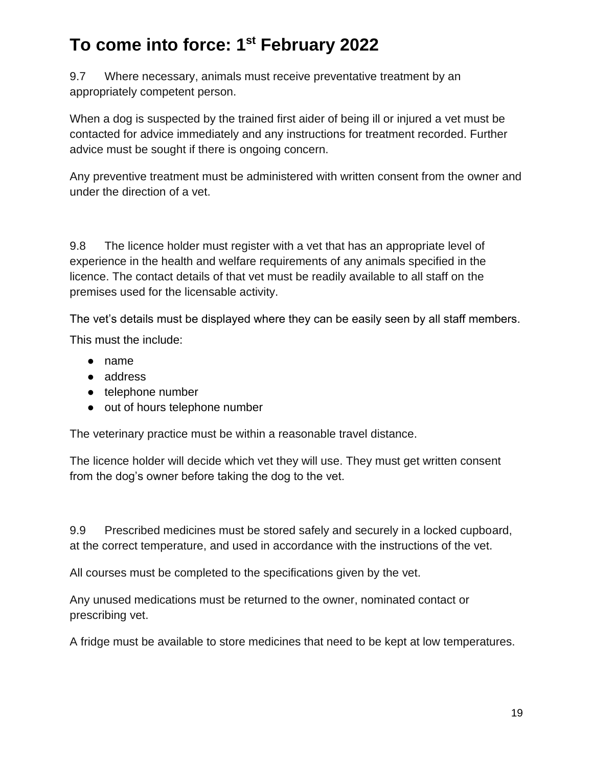# To come into force: 1st February 2022

9.7 Where necessary, animals must receive preventative treatment by an appropriately competent person.

When a dog is suspected by the trained first aider of being ill or injured a vet must be contacted for advice immediately and any instructions for treatment recorded. Further advice must be sought if there is ongoing concern.

Any preventive treatment must be administered with written consent from the owner and under the direction of a vet.

9.8 The licence holder must register with a vet that has an appropriate level of experience in the health and welfare requirements of any animals specified in the licence. The contact details of that vet must be readily available to all staff on the premises used for the licensable activity.

The vet's details must be displayed where they can be easily seen by all staff members.

This must the include:

- name
- address
- telephone number
- out of hours telephone number

The veterinary practice must be within a reasonable travel distance.

The licence holder will decide which vet they will use. They must get written consent from the dog's owner before taking the dog to the vet.

9.9 Prescribed medicines must be stored safely and securely in a locked cupboard, at the correct temperature, and used in accordance with the instructions of the vet.

All courses must be completed to the specifications given by the vet.

Any unused medications must be returned to the owner, nominated contact or prescribing vet.

A fridge must be available to store medicines that need to be kept at low temperatures.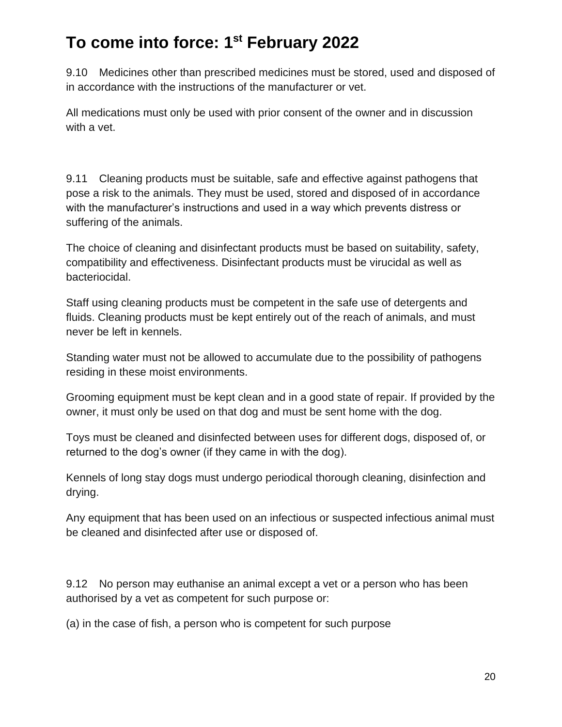# To come into force: 1st February 2022

9.10 Medicines other than prescribed medicines must be stored, used and disposed of in accordance with the instructions of the manufacturer or vet.

All medications must only be used with prior consent of the owner and in discussion with a vet.

9.11 Cleaning products must be suitable, safe and effective against pathogens that pose a risk to the animals. They must be used, stored and disposed of in accordance with the manufacturer's instructions and used in a way which prevents distress or suffering of the animals.

The choice of cleaning and disinfectant products must be based on suitability, safety, compatibility and effectiveness. Disinfectant products must be virucidal as well as bacteriocidal.

Staff using cleaning products must be competent in the safe use of detergents and fluids. Cleaning products must be kept entirely out of the reach of animals, and must never be left in kennels.

Standing water must not be allowed to accumulate due to the possibility of pathogens residing in these moist environments.

Grooming equipment must be kept clean and in a good state of repair. If provided by the owner, it must only be used on that dog and must be sent home with the dog.

Toys must be cleaned and disinfected between uses for different dogs, disposed of, or returned to the dog's owner (if they came in with the dog).

Kennels of long stay dogs must undergo periodical thorough cleaning, disinfection and drying.

Any equipment that has been used on an infectious or suspected infectious animal must be cleaned and disinfected after use or disposed of.

9.12 No person may euthanise an animal except a vet or a person who has been authorised by a vet as competent for such purpose or:

(a) in the case of fish, a person who is competent for such purpose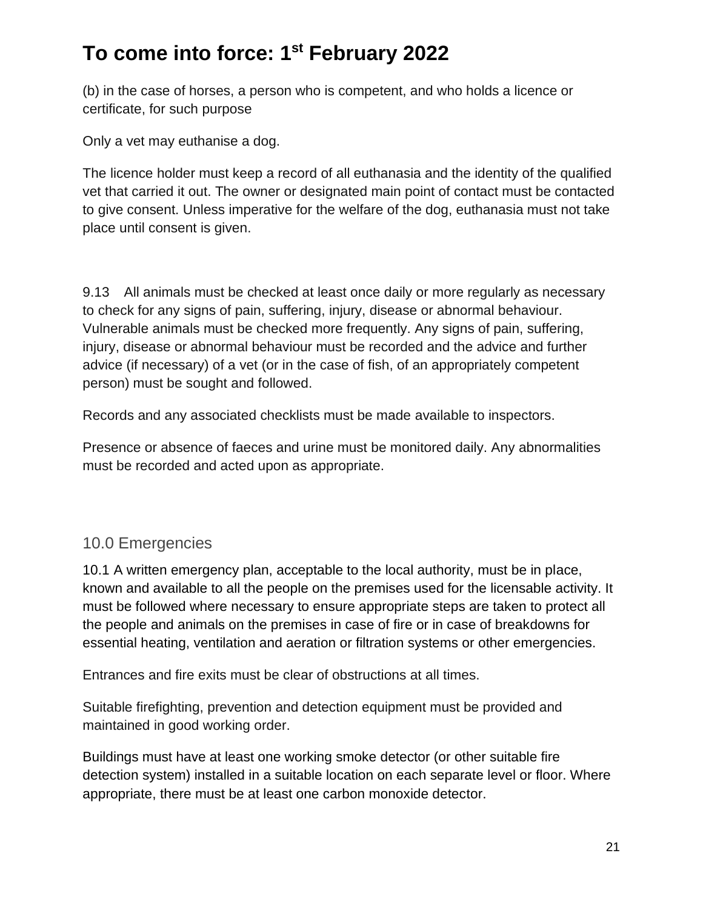# To come into force: 1st February 2022

(b) in the case of horses, a person who is competent, and who holds a licence or certificate, for such purpose

Only a vet may euthanise a dog.

The licence holder must keep a record of all euthanasia and the identity of the qualified vet that carried it out. The owner or designated main point of contact must be contacted to give consent. Unless imperative for the welfare of the dog, euthanasia must not take place until consent is given.

9.13 All animals must be checked at least once daily or more regularly as necessary to check for any signs of pain, suffering, injury, disease or abnormal behaviour. Vulnerable animals must be checked more frequently. Any signs of pain, suffering, injury, disease or abnormal behaviour must be recorded and the advice and further advice (if necessary) of a vet (or in the case of fish, of an appropriately competent person) must be sought and followed.

Records and any associated checklists must be made available to inspectors.

Presence or absence of faeces and urine must be monitored daily. Any abnormalities must be recorded and acted upon as appropriate.

## 10.0 Emergencies

10.1 A written emergency plan, acceptable to the local authority, must be in place, known and available to all the people on the premises used for the licensable activity. It must be followed where necessary to ensure appropriate steps are taken to protect all the people and animals on the premises in case of fire or in case of breakdowns for essential heating, ventilation and aeration or filtration systems or other emergencies.

Entrances and fire exits must be clear of obstructions at all times.

Suitable firefighting, prevention and detection equipment must be provided and maintained in good working order.

Buildings must have at least one working smoke detector (or other suitable fire detection system) installed in a suitable location on each separate level or floor. Where appropriate, there must be at least one carbon monoxide detector.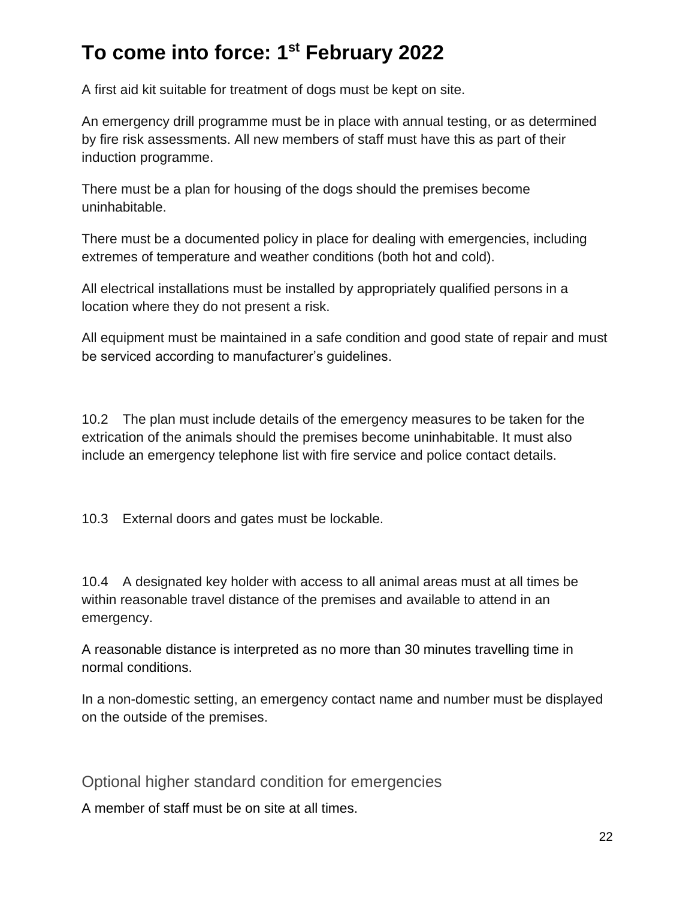## To come into force: 1st February 2022

A first aid kit suitable for treatment of dogs must be kept on site.

An emergency drill programme must be in place with annual testing, or as determined by fire risk assessments. All new members of staff must have this as part of their induction programme.

There must be a plan for housing of the dogs should the premises become uninhabitable.

There must be a documented policy in place for dealing with emergencies, including extremes of temperature and weather conditions (both hot and cold).

All electrical installations must be installed by appropriately qualified persons in a location where they do not present a risk.

All equipment must be maintained in a safe condition and good state of repair and must be serviced according to manufacturer's guidelines.

10.2 The plan must include details of the emergency measures to be taken for the extrication of the animals should the premises become uninhabitable. It must also include an emergency telephone list with fire service and police contact details.

10.3 External doors and gates must be lockable.

10.4 A designated key holder with access to all animal areas must at all times be within reasonable travel distance of the premises and available to attend in an emergency.

A reasonable distance is interpreted as no more than 30 minutes travelling time in normal conditions.

In a non-domestic setting, an emergency contact name and number must be displayed on the outside of the premises.

### Optional higher standard condition for emergencies

A member of staff must be on site at all times.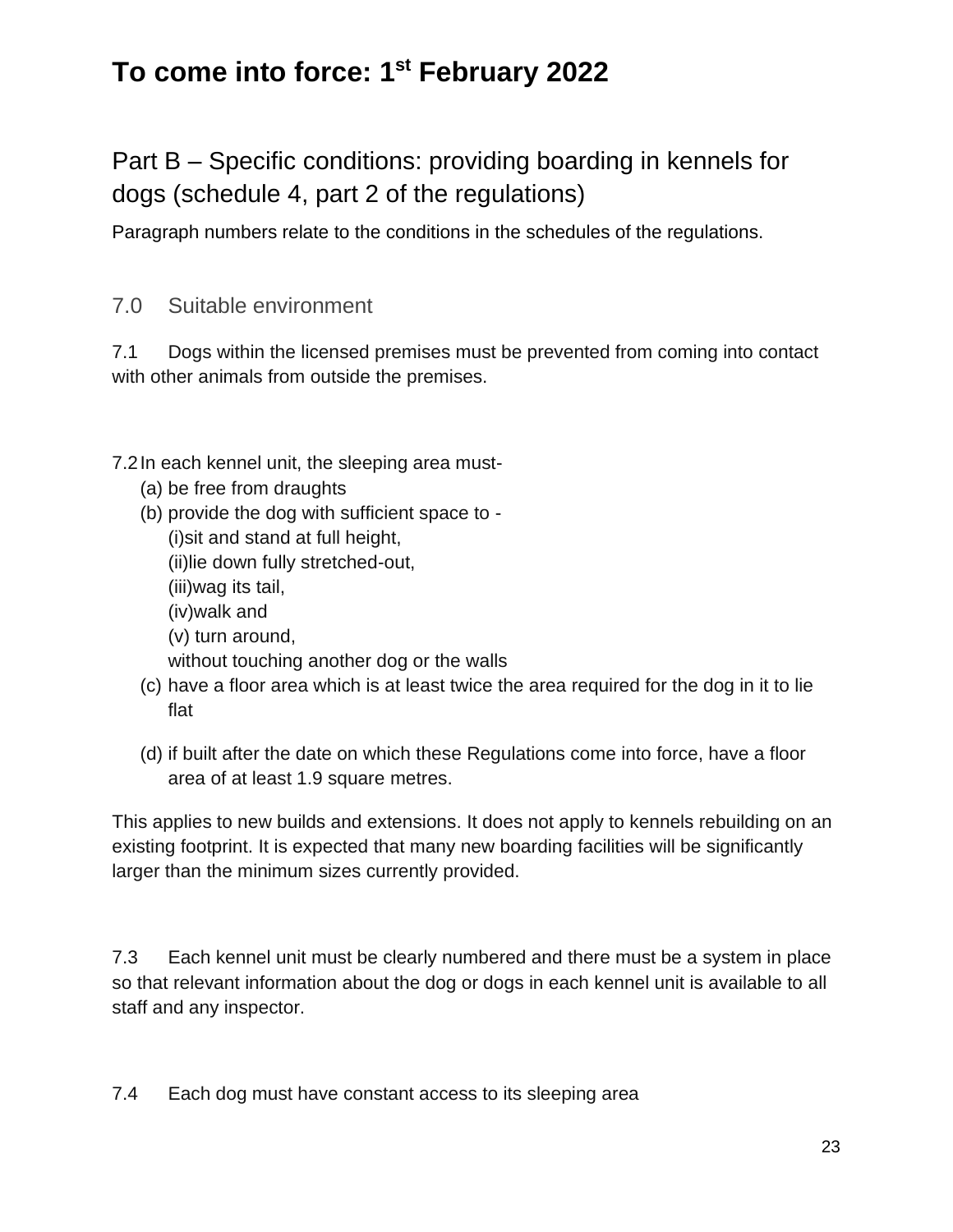# To come into force: 1st February 2022

## Part B – Specific conditions: providing boarding in kennels for dogs (schedule 4, part 2 of the regulations)

Paragraph numbers relate to the conditions in the schedules of the regulations.

### 7.0 Suitable environment

7.1 Dogs within the licensed premises must be prevented from coming into contact with other animals from outside the premises.

7.2 In each kennel unit, the sleeping area must-

(a) be free from draughts

(b) provide the dog with sufficient space to -

(i) sit and stand at full height,

(ii) lie down fully stretched-out,

(iii) wag its tail,

(iv) walk and

(v) turn around,

without touching another dog or the walls

(c) have a floor area which is at least twice the area required for the dog in it to lie flat

(d) if built after the date on which these Regulations come into force, have a floor area of at least 1.9 square metres.

This applies to new builds and extensions. It does not apply to kennels rebuilding on an existing footprint. It is expected that many new boarding facilities will be significantly larger than the minimum sizes currently provided.

7.3 Each kennel unit must be clearly numbered and there must be a system in place so that relevant information about the dog or dogs in each kennel unit is available to all staff and any inspector.

7.4 Each dog must have constant access to its sleeping area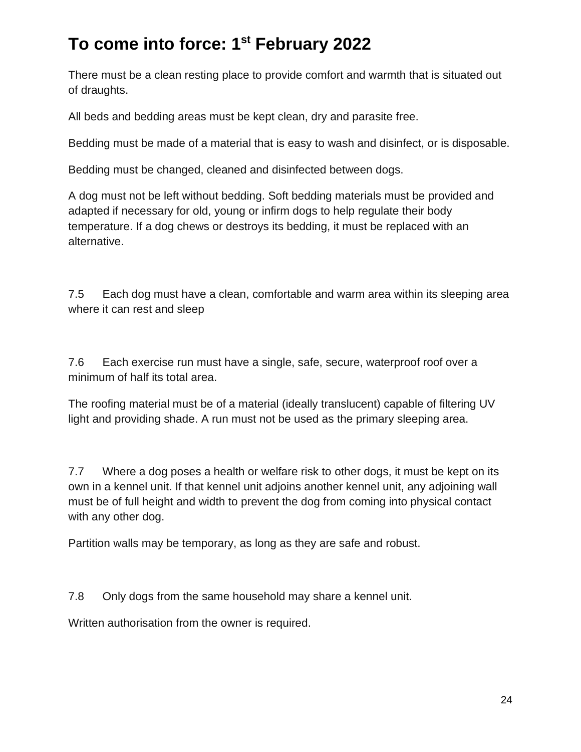## To come into force: 1st February 2022

There must be a clean resting place to provide comfort and warmth that is situated out of draughts.

All beds and bedding areas must be kept clean, dry and parasite free.

Bedding must be made of a material that is easy to wash and disinfect, or is disposable.

Bedding must be changed, cleaned and disinfected between dogs.

A dog must not be left without bedding. Soft bedding materials must be provided and adapted if necessary for old, young or infirm dogs to help regulate their body temperature. If a dog chews or destroys its bedding, it must be replaced with an alternative.

7.5 Each dog must have a clean, comfortable and warm area within its sleeping area where it can rest and sleep

7.6 Each exercise run must have a single, safe, secure, waterproof roof over a minimum of half its total area.

The roofing material must be of a material (ideally translucent) capable of filtering UV light and providing shade. A run must not be used as the primary sleeping area.

7.7 Where a dog poses a health or welfare risk to other dogs, it must be kept on its own in a kennel unit. If that kennel unit adjoins another kennel unit, any adjoining wall must be of full height and width to prevent the dog from coming into physical contact with any other dog.

Partition walls may be temporary, as long as they are safe and robust.

7.8 Only dogs from the same household may share a kennel unit.

Written authorisation from the owner is required.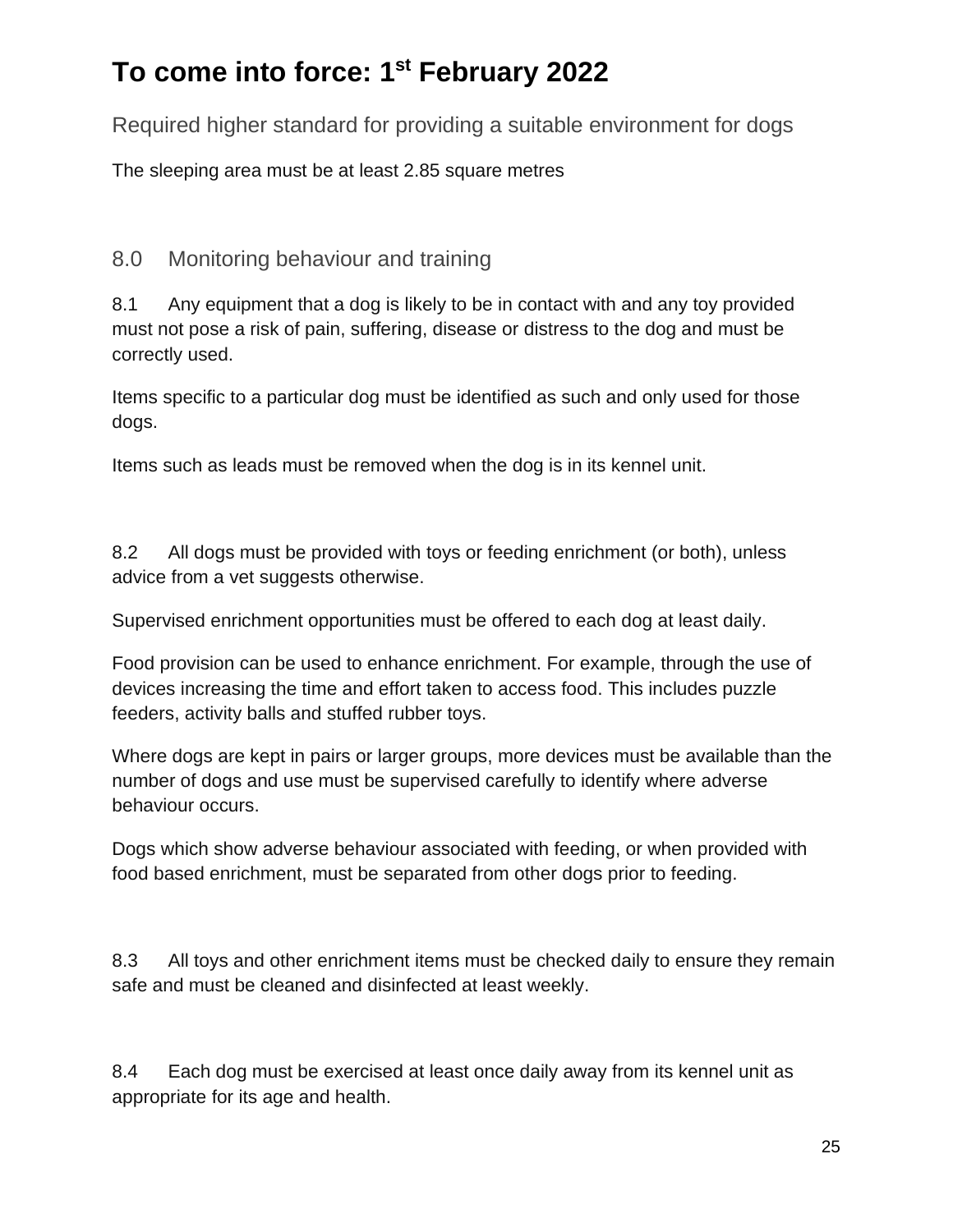## To come into force: 1st February 2022

### Required higher standard for providing a suitable environment for dogs

The sleeping area must be at least 2.85 square metres

### 8.0 Monitoring behaviour and training

8.1 Any equipment that a dog is likely to be in contact with and any toy provided must not pose a risk of pain, suffering, disease or distress to the dog and must be correctly used.

Items specific to a particular dog must be identified as such and only used for those dogs.

Items such as leads must be removed when the dog is in its kennel unit.

8.2 All dogs must be provided with toys or feeding enrichment (or both), unless advice from a vet suggests otherwise.

Supervised enrichment opportunities must be offered to each dog at least daily.

Food provision can be used to enhance enrichment. For example, through the use of devices increasing the time and effort taken to access food. This includes puzzle feeders, activity balls and stuffed rubber toys.

Where dogs are kept in pairs or larger groups, more devices must be available than the number of dogs and use must be supervised carefully to identify where adverse behaviour occurs.

Dogs which show adverse behaviour associated with feeding, or when provided with food based enrichment, must be separated from other dogs prior to feeding.

8.3 All toys and other enrichment items must be checked daily to ensure they remain safe and must be cleaned and disinfected at least weekly.

8.4 Each dog must be exercised at least once daily away from its kennel unit as appropriate for its age and health.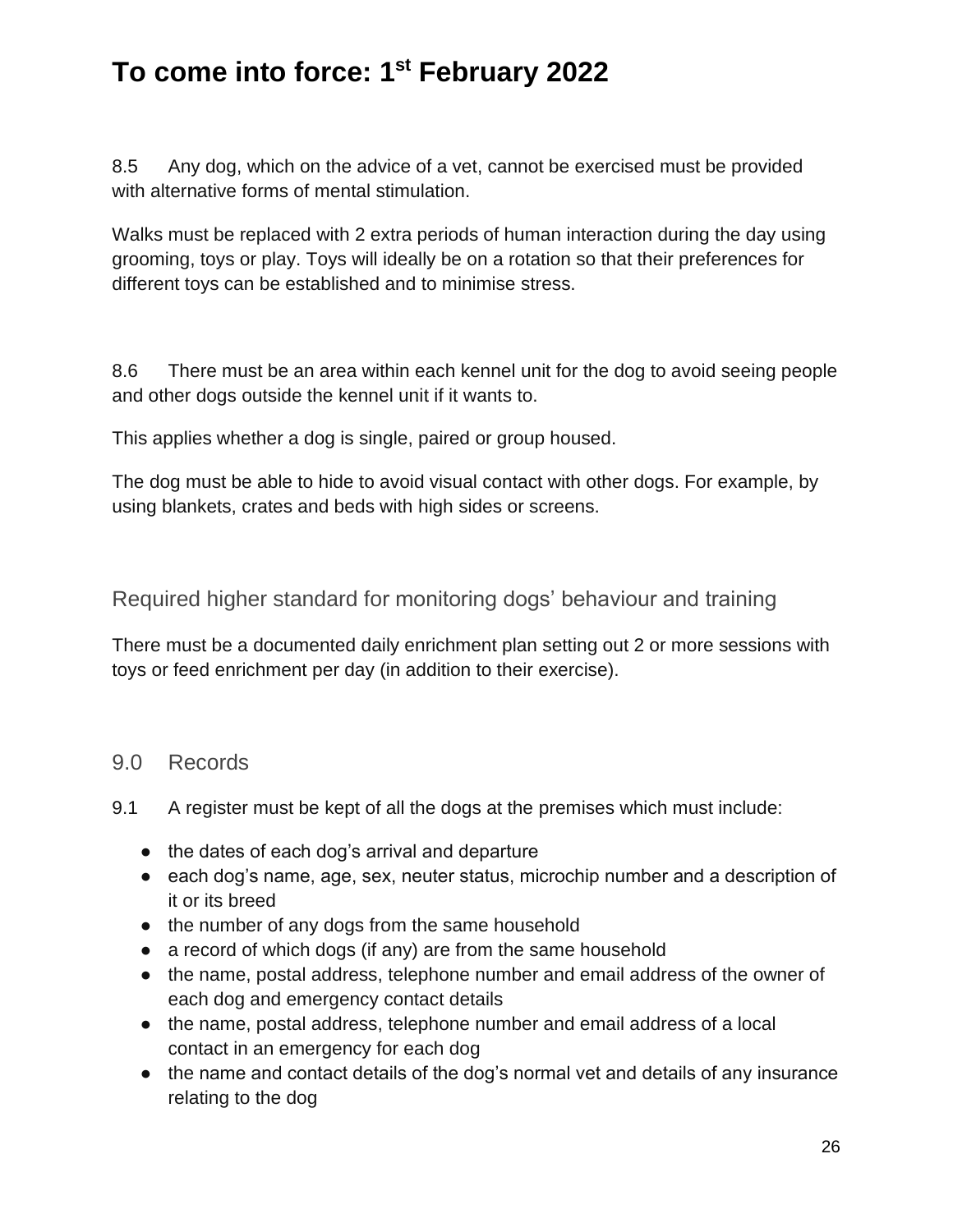# To come into force: 1st February 2022

8.5 Any dog, which on the advice of a vet, cannot be exercised must be provided with alternative forms of mental stimulation.

Walks must be replaced with 2 extra periods of human interaction during the day using grooming, toys or play. Toys will ideally be on a rotation so that their preferences for different toys can be established and to minimise stress.

8.6 There must be an area within each kennel unit for the dog to avoid seeing people and other dogs outside the kennel unit if it wants to.

This applies whether a dog is single, paired or group housed.

The dog must be able to hide to avoid visual contact with other dogs. For example, by using blankets, crates and beds with high sides or screens.

### Required higher standard for monitoring dogs' behaviour and training

There must be a documented daily enrichment plan setting out 2 or more sessions with toys or feed enrichment per day (in addition to their exercise).

## 9.0 Records

9.1 A register must be kept of all the dogs at the premises which must include:

- the dates of each dog's arrival and departure
- each dog's name, age, sex, neuter status, microchip number and a description of it or its breed
- the number of any dogs from the same household
- a record of which dogs (if any) are from the same household
- the name, postal address, telephone number and email address of the owner of each dog and emergency contact details
- the name, postal address, telephone number and email address of a local contact in an emergency for each dog
- the name and contact details of the dog's normal vet and details of any insurance relating to the dog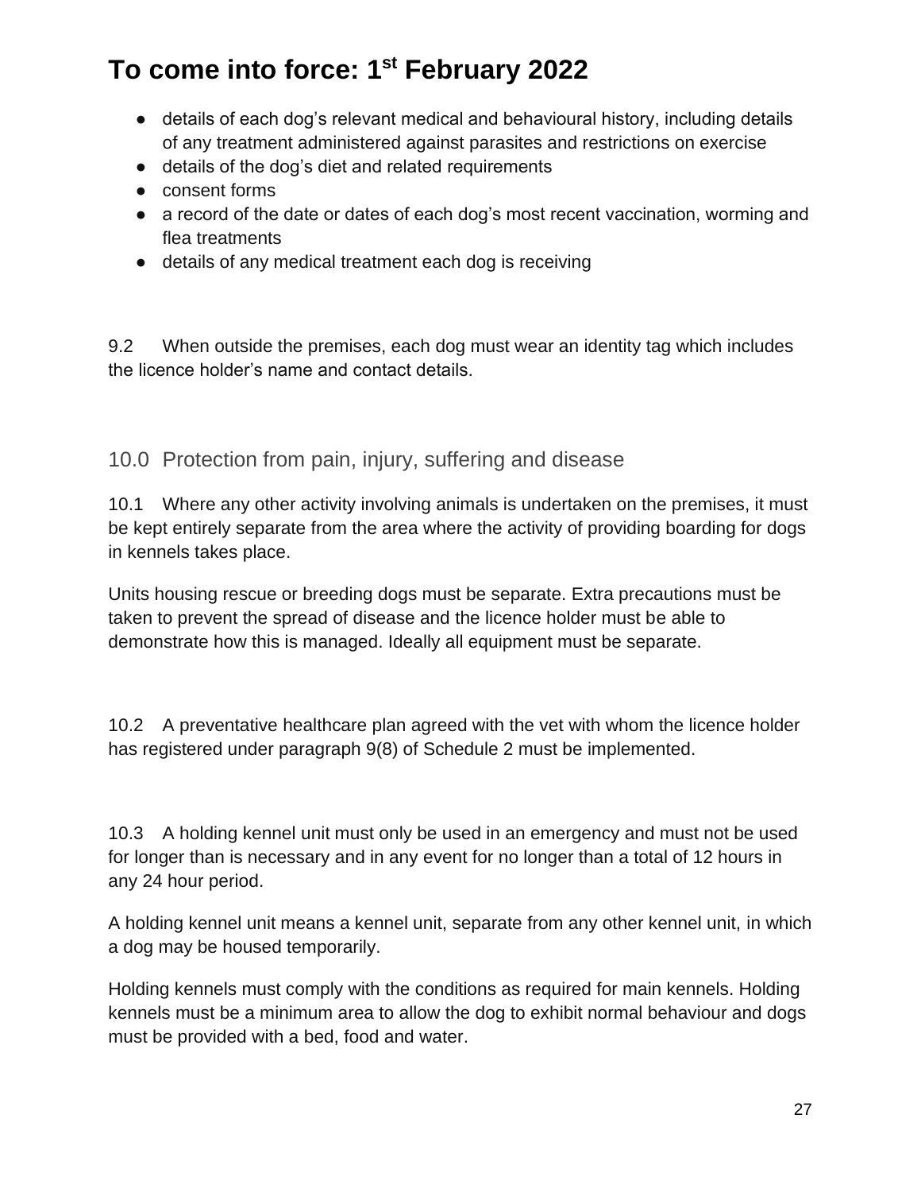# To come into force: 1st February 2022

- details of each dog's relevant medical and behavioural history, including details of any treatment administered against parasites and restrictions on exercise
- details of the dog's diet and related requirements
- consent forms
- a record of the date or dates of each dog's most recent vaccination, worming and flea treatments
- details of any medical treatment each dog is receiving

9.2 When outside the premises, each dog must wear an identity tag which includes the licence holder's name and contact details.

## 10.0 Protection from pain, injury, suffering and disease

10.1 Where any other activity involving animals is undertaken on the premises, it must be kept entirely separate from the area where the activity of providing boarding for dogs in kennels takes place.

Units housing rescue or breeding dogs must be separate. Extra precautions must be taken to prevent the spread of disease and the licence holder must be able to demonstrate how this is managed. Ideally all equipment must be separate.

10.2 A preventative healthcare plan agreed with the vet with whom the licence holder has registered under paragraph 9(8) of Schedule 2 must be implemented.

10.3 A holding kennel unit must only be used in an emergency and must not be used for longer than is necessary and in any event for no longer than a total of 12 hours in any 24 hour period.

A holding kennel unit means a kennel unit, separate from any other kennel unit, in which a dog may be housed temporarily.

Holding kennels must comply with the conditions as required for main kennels. Holding kennels must be a minimum area to allow the dog to exhibit normal behaviour and dogs must be provided with a bed, food and water.